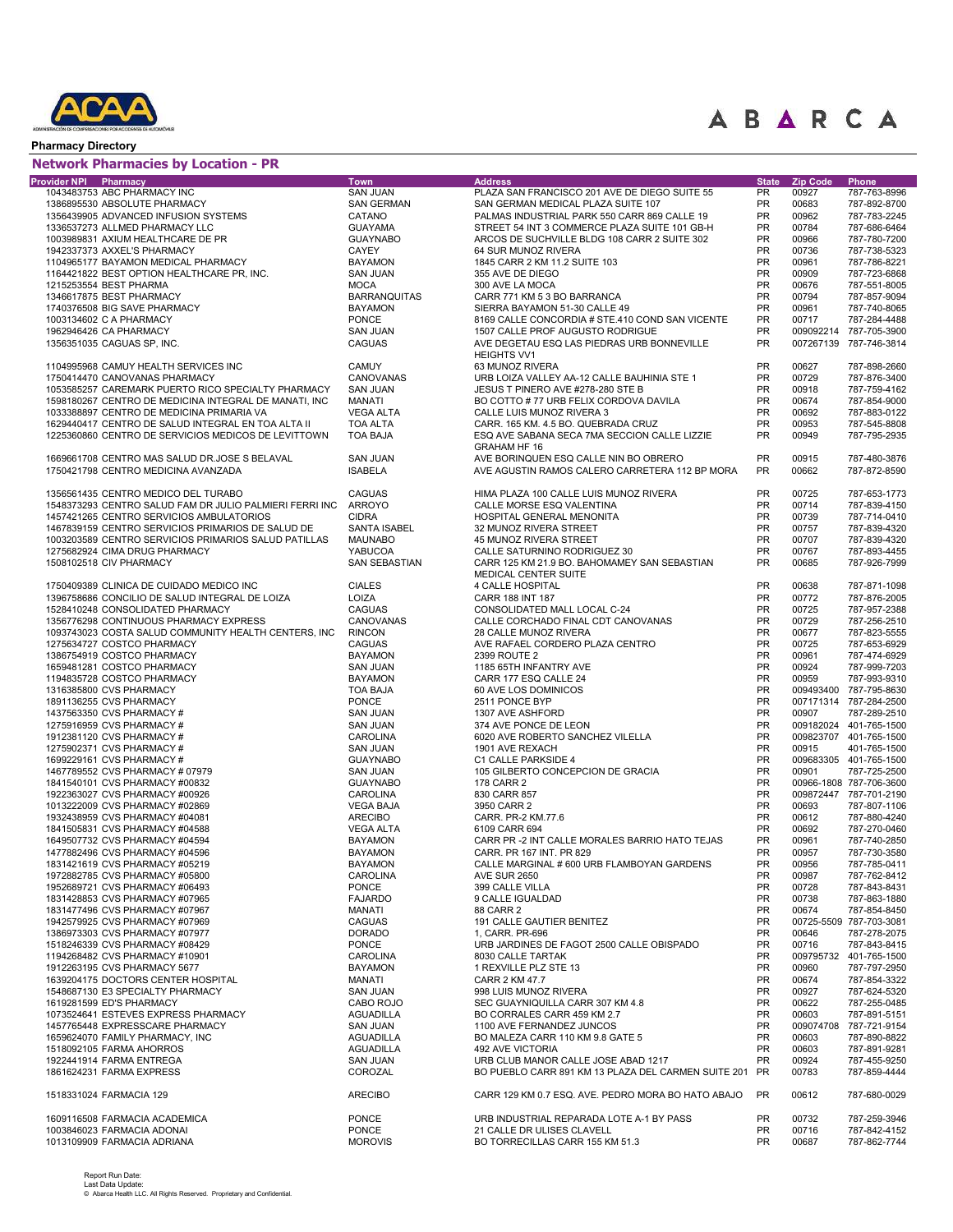**Pharmacy Directory**

## Network Pharmacies by Location - PR

| Provider NPI | Pharmacy | Town | Address | State | Zip Code | Phone |
|---|---|---|---|---|---|---|
| 1043483753 | ABC PHARMACY INC | SAN JUAN | PLAZA SAN FRANCISCO 201 AVE DE DIEGO SUITE 55 | PR | 00927 | 787-763-8996 |
| 1386895530 | ABSOLUTE PHARMACY | SAN GERMAN | SAN GERMAN MEDICAL PLAZA SUITE 107 | PR | 00683 | 787-892-8700 |
| 1356439905 | ADVANCED INFUSION SYSTEMS | CATANO | PALMAS INDUSTRIAL PARK 550 CARR 869 CALLE 19 | PR | 00962 | 787-783-2245 |
| 1336537273 | ALLMED PHARMACY LLC | GUAYAMA | STREET 54 INT 3 COMMERCE PLAZA SUITE 101 GB-H | PR | 00784 | 787-686-6464 |
| 1003989831 | AXIUM HEALTHCARE DE PR | GUAYNABO | ARCOS DE SUCHVILLE BLDG 108 CARR 2 SUITE 302 | PR | 00966 | 787-780-7200 |
| 1942337373 | AXXEL'S PHARMACY | CAYEY | 64 SUR MUNOZ RIVERA | PR | 00736 | 787-738-5323 |
| 1104965177 | BAYAMON MEDICAL PHARMACY | BAYAMON | 1845 CARR 2 KM 11.2 SUITE 103 | PR | 00961 | 787-786-8221 |
| 1164421822 | BEST OPTION HEALTHCARE PR, INC. | SAN JUAN | 355 AVE DE DIEGO | PR | 00909 | 787-723-6868 |
| 1215253554 | BEST PHARMA | MOCA | 300 AVE LA MOCA | PR | 00676 | 787-551-8005 |
| 1346617875 | BEST PHARMACY | BARRANQUITAS | CARR 771 KM 5 3 BO BARRANCA | PR | 00794 | 787-857-9094 |
| 1740376508 | BIG SAVE PHARMACY | BAYAMON | SIERRA BAYAMON 51-30 CALLE 49 | PR | 00961 | 787-740-8065 |
| 1003134602 | C A PHARMACY | PONCE | 8169 CALLE CONCORDIA # STE.410 COND SAN VICENTE | PR | 00717 | 787-284-4488 |
| 1962946426 | CA PHARMACY | SAN JUAN | 1507 CALLE PROF AUGUSTO RODRIGUE | PR | 009092214 | 787-705-3900 |
| 1356351035 | CAGUAS SP, INC. | CAGUAS | AVE DEGETAU ESQ LAS PIEDRAS URB BONNEVILLE HEIGHTS VV1 | PR | 007267139 | 787-746-3814 |
| 1104995968 | CAMUY HEALTH SERVICES INC | CAMUY | 63 MUNOZ RIVERA | PR | 00627 | 787-898-2660 |
| 1750414470 | CANOVANAS PHARMACY | CANOVANAS | URB LOIZA VALLEY AA-12 CALLE BAUHINIA STE 1 | PR | 00729 | 787-876-3400 |
| 1053585257 | CAREMARK PUERTO RICO SPECIALTY PHARMACY | SAN JUAN | JESUS T PINERO AVE #278-280 STE B | PR | 00918 | 787-759-4162 |
| 1598180267 | CENTRO DE MEDICINA INTEGRAL DE MANATI, INC | MANATI | BO COTTO # 77 URB FELIX CORDOVA DAVILA | PR | 00674 | 787-854-9000 |
| 1033388897 | CENTRO DE MEDICINA PRIMARIA VA | VEGA ALTA | CALLE LUIS MUNOZ RIVERA 3 | PR | 00692 | 787-883-0122 |
| 1629440417 | CENTRO DE SALUD INTEGRAL EN TOA ALTA II | TOA ALTA | CARR. 165 KM. 4.5 BO. QUEBRADA CRUZ | PR | 00953 | 787-545-8808 |
| 1225360860 | CENTRO DE SERVICIOS MEDICOS DE LEVITTOWN | TOA BAJA | ESQ AVE SABANA SECA 7MA SECCION CALLE LIZZIE GRAHAM HF 16 | PR | 00949 | 787-795-2935 |
| 1669661708 | CENTRO MAS SALUD DR.JOSE S BELAVAL | SAN JUAN | AVE BORINQUEN ESQ CALLE NIN BO OBRERO | PR | 00915 | 787-480-3876 |
| 1750421798 | CENTRO MEDICINA AVANZADA | ISABELA | AVE AGUSTIN RAMOS CALERO CARRETERA 112 BP MORA | PR | 00662 | 787-872-8590 |
| 1356561435 | CENTRO MEDICO DEL TURABO | CAGUAS | HIMA PLAZA 100 CALLE LUIS MUNOZ RIVERA | PR | 00725 | 787-653-1773 |
| 1548373293 | CENTRO SALUD FAM DR JULIO PALMIERI FERRI INC | ARROYO | CALLE MORSE ESQ VALENTINA | PR | 00714 | 787-839-4150 |
| 1457421265 | CENTRO SERVICIOS AMBULATORIOS | CIDRA | HOSPITAL GENERAL MENONITA | PR | 00739 | 787-714-0410 |
| 1467839159 | CENTRO SERVICIOS PRIMARIOS DE SALUD DE | SANTA ISABEL | 32 MUNOZ RIVERA STREET | PR | 00757 | 787-839-4320 |
| 1003203589 | CENTRO SERVICIOS PRIMARIOS SALUD PATILLAS | MAUNABO | 45 MUNOZ RIVERA STREET | PR | 00707 | 787-839-4320 |
| 1275682924 | CIMA DRUG PHARMACY | YABUCOA | CALLE SATURNINO RODRIGUEZ 30 | PR | 00767 | 787-893-4455 |
| 1508102518 | CIV PHARMACY | SAN SEBASTIAN | CARR 125 KM 21.9 BO. BAHOMAMEY SAN SEBASTIAN MEDICAL CENTER SUITE | PR | 00685 | 787-926-7999 |
| 1750409389 | CLINICA DE CUIDADO MEDICO INC | CIALES | 4 CALLE HOSPITAL | PR | 00638 | 787-871-1098 |
| 1396758686 | CONCILIO DE SALUD INTEGRAL DE LOIZA | LOIZA | CARR 188 INT 187 | PR | 00772 | 787-876-2005 |
| 1528410248 | CONSOLIDATED PHARMACY | CAGUAS | CONSOLIDATED MALL LOCAL C-24 | PR | 00725 | 787-957-2388 |
| 1356776298 | CONTINUOUS PHARMACY EXPRESS | CANOVANAS | CALLE CORCHADO FINAL CDT CANOVANAS | PR | 00729 | 787-256-2510 |
| 1093743023 | COSTA SALUD COMMUNITY HEALTH CENTERS, INC | RINCON | 28 CALLE MUNOZ RIVERA | PR | 00677 | 787-823-5555 |
| 1275634727 | COSTCO PHARMACY | CAGUAS | AVE RAFAEL CORDERO PLAZA CENTRO | PR | 00725 | 787-653-6929 |
| 1386754919 | COSTCO PHARMACY | BAYAMON | 2399 ROUTE 2 | PR | 00961 | 787-474-6929 |
| 1659481281 | COSTCO PHARMACY | SAN JUAN | 1185 65TH INFANTRY AVE | PR | 00924 | 787-999-7203 |
| 1194835728 | COSTCO PHARMACY | BAYAMON | CARR 177 ESQ CALLE 24 | PR | 00959 | 787-993-9310 |
| 1316385800 | CVS PHARMACY | TOA BAJA | 60 AVE LOS DOMINICOS | PR | 009493400 | 787-795-8630 |
| 1891136255 | CVS PHARMACY | PONCE | 2511 PONCE BYP | PR | 007171314 | 787-284-2500 |
| 1437563350 | CVS PHARMACY # | SAN JUAN | 1307 AVE ASHFORD | PR | 00907 | 787-289-2510 |
| 1275916959 | CVS PHARMACY # | SAN JUAN | 374 AVE PONCE DE LEON | PR | 009182024 | 401-765-1500 |
| 1912381120 | CVS PHARMACY # | CAROLINA | 6020 AVE ROBERTO SANCHEZ VILELLA | PR | 009823707 | 401-765-1500 |
| 1275902371 | CVS PHARMACY # | SAN JUAN | 1901 AVE REXACH | PR | 00915 | 401-765-1500 |
| 1699229161 | CVS PHARMACY # | GUAYNABO | C1 CALLE PARKSIDE 4 | PR | 009683305 | 401-765-1500 |
| 1467789552 | CVS PHARMACY # 07979 | SAN JUAN | 105 GILBERTO CONCEPCION DE GRACIA | PR | 00901 | 787-725-2500 |
| 1841540101 | CVS PHARMACY #00832 | GUAYNABO | 178 CARR 2 | PR | 00966-1808 | 787-706-3600 |
| 1922363027 | CVS PHARMACY #00926 | CAROLINA | 830 CARR 857 | PR | 009872447 | 787-701-2190 |
| 1013222009 | CVS PHARMACY #02869 | VEGA BAJA | 3950 CARR 2 | PR | 00693 | 787-807-1106 |
| 1932438959 | CVS PHARMACY #04081 | ARECIBO | CARR. PR-2 KM.77.6 | PR | 00612 | 787-880-4240 |
| 1841505831 | CVS PHARMACY #04588 | VEGA ALTA | 6109 CARR 694 | PR | 00692 | 787-270-0460 |
| 1649507732 | CVS PHARMACY #04594 | BAYAMON | CARR PR -2 INT CALLE MORALES BARRIO HATO TEJAS | PR | 00961 | 787-740-2850 |
| 1477882496 | CVS PHARMACY #04596 | BAYAMON | CARR. PR 167 INT. PR 829 | PR | 00957 | 787-730-3580 |
| 1831421619 | CVS PHARMACY #05219 | BAYAMON | CALLE MARGINAL # 600 URB FLAMBOYAN GARDENS | PR | 00956 | 787-785-0411 |
| 1972882785 | CVS PHARMACY #05800 | CAROLINA | AVE SUR 2650 | PR | 00987 | 787-762-8412 |
| 1952689721 | CVS PHARMACY #06493 | PONCE | 399 CALLE VILLA | PR | 00728 | 787-843-8431 |
| 1831428853 | CVS PHARMACY #07965 | FAJARDO | 9 CALLE IGUALDAD | PR | 00738 | 787-863-1880 |
| 1831477496 | CVS PHARMACY #07967 | MANATI | 88 CARR 2 | PR | 00674 | 787-854-8450 |
| 1942579925 | CVS PHARMACY #07969 | CAGUAS | 191 CALLE GAUTIER BENITEZ | PR | 00725-5509 | 787-703-3081 |
| 1386973303 | CVS PHARMACY #07977 | DORADO | 1, CARR. PR-696 | PR | 00646 | 787-278-2075 |
| 1518246339 | CVS PHARMACY #08429 | PONCE | URB JARDINES DE FAGOT 2500 CALLE OBISPADO | PR | 00716 | 787-843-8415 |
| 1194268482 | CVS PHARMACY #10901 | CAROLINA | 8030 CALLE TARTAK | PR | 009795732 | 401-765-1500 |
| 1912263195 | CVS PHARMACY 5677 | BAYAMON | 1 REXVILLE PLZ STE 13 | PR | 00960 | 787-797-2950 |
| 1639204175 | DOCTORS CENTER HOSPITAL | MANATI | CARR 2 KM 47.7 | PR | 00674 | 787-854-3322 |
| 1548687130 | E3 SPECIALTY PHARMACY | SAN JUAN | 998 LUIS MUNOZ RIVERA | PR | 00927 | 787-624-5320 |
| 1619281599 | ED'S PHARMACY | CABO ROJO | SEC GUAYNIQUILLA CARR 307 KM 4.8 | PR | 00622 | 787-255-0485 |
| 1073524641 | ESTEVES EXPRESS PHARMACY | AGUADILLA | BO CORRALES CARR 459 KM 2.7 | PR | 00603 | 787-891-5151 |
| 1457765448 | EXPRESSCARE PHARMACY | SAN JUAN | 1100 AVE FERNANDEZ JUNCOS | PR | 009074708 | 787-721-9154 |
| 1659624070 | FAMILY PHARMACY, INC | AGUADILLA | BO MALEZA CARR 110 KM 9.8 GATE 5 | PR | 00603 | 787-890-8822 |
| 1518092105 | FARMA AHORROS | AGUADILLA | 492 AVE VICTORIA | PR | 00603 | 787-891-9281 |
| 1922441914 | FARMA ENTREGA | SAN JUAN | URB CLUB MANOR CALLE JOSE ABAD 1217 | PR | 00924 | 787-455-9250 |
| 1861624231 | FARMA EXPRESS | COROZAL | BO PUEBLO CARR 891 KM 13 PLAZA DEL CARMEN SUITE 201 | PR | 00783 | 787-859-4444 |
| 1518331024 | FARMACIA 129 | ARECIBO | CARR 129 KM 0.7 ESQ. AVE. PEDRO MORA BO HATO ABAJO | PR | 00612 | 787-680-0029 |
| 1609116508 | FARMACIA ACADEMICA | PONCE | URB INDUSTRIAL REPARADA LOTE A-1 BY PASS | PR | 00732 | 787-259-3946 |
| 1003846023 | FARMACIA ADONAI | PONCE | 21 CALLE DR ULISES CLAVELL | PR | 00716 | 787-842-4152 |
| 1013109909 | FARMACIA ADRIANA | MOROVIS | BO TORRECILLAS CARR 155 KM 51.3 | PR | 00687 | 787-862-7744 |

Report Run Date:
Last Data Update:
© Abarca Health LLC. All Rights Reserved. Proprietary and Confidential.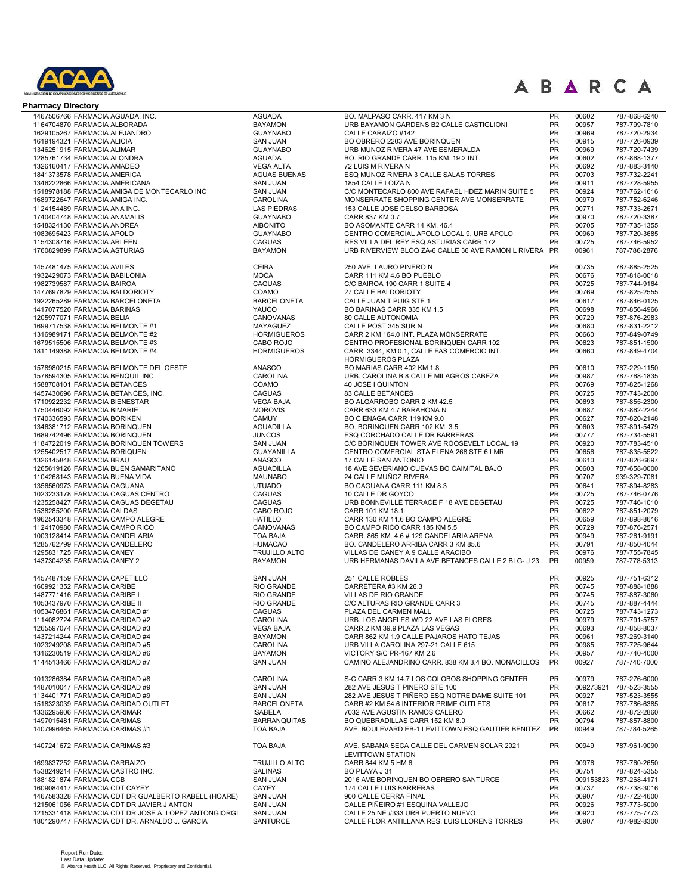## Pharmacy Directory

| | | | | | |
|---|---|---|---|---|---|
| 1467506766 FARMACIA AGUADA. INC. | AGUADA | BO. MALPASO CARR. 417 KM 3 N | PR | 00602 | 787-868-6240 |
| 1164704870 FARMACIA ALBORADA | BAYAMON | URB BAYAMON GARDENS B2 CALLE CASTIGLIONI | PR | 00957 | 787-799-7810 |
| 1629105267 FARMACIA ALEJANDRO | GUAYNABO | CALLE CARAIZO #142 | PR | 00969 | 787-720-2934 |
| 1619194321 FARMACIA ALICIA | SAN JUAN | BO OBRERO 2203 AVE BORINQUEN | PR | 00915 | 787-726-0939 |
| 1346251915 FARMACIA ALIMAR | GUAYNABO | URB MUNOZ RIVERA 47 AVE ESMERALDA | PR | 00969 | 787-720-7439 |
| 1285761734 FARMACIA ALONDRA | AGUADA | BO. RIO GRANDE CARR. 115 KM. 19.2 INT. | PR | 00602 | 787-868-1377 |
| 1326160417 FARMACIA AMADEO | VEGA ALTA | 72 LUIS M RIVERA N | PR | 00692 | 787-883-3140 |
| 1841373578 FARMACIA AMERICA | AGUAS BUENAS | ESQ MUNOZ RIVERA 3 CALLE SALAS TORRES | PR | 00703 | 787-732-2241 |
| 1346222866 FARMACIA AMERICANA | SAN JUAN | 1854 CALLE LOIZA N | PR | 00911 | 787-728-5955 |
| 1518978188 FARMACIA AMIGA DE MONTECARLO INC | SAN JUAN | C/C MONTECARLO 800 AVE RAFAEL HDEZ MARIN SUITE 5 | PR | 00924 | 787-762-1616 |
| 1689722647 FARMACIA AMIGA INC. | CAROLINA | MONSERRATE SHOPPING CENTER AVE MONSERRATE | PR | 00979 | 787-752-6246 |
| 1124154489 FARMACIA ANA INC. | LAS PIEDRAS | 153 CALLE JOSE CELSO BARBOSA | PR | 00771 | 787-733-2671 |
| 1740404748 FARMACIA ANAMALIS | GUAYNABO | CARR 837 KM 0.7 | PR | 00970 | 787-720-3387 |
| 1548324130 FARMACIA ANDREA | AIBONITO | BO ASOMANTE CARR 14 KM. 46.4 | PR | 00705 | 787-735-1355 |
| 1083695423 FARMACIA APOLO | GUAYNABO | CENTRO COMERCIAL APOLO LOCAL 9, URB APOLO | PR | 00969 | 787-720-3685 |
| 1154308716 FARMACIA ARLEEN | CAGUAS | RES VILLA DEL REY ESQ ASTURIAS CARR 172 | PR | 00725 | 787-746-5952 |
| 1760829899 FARMACIA ASTURIAS | BAYAMON | URB RIVERVIEW BLOQ ZA-6 CALLE 36 AVE RAMON L RIVERA | PR | 00961 | 787-786-2876 |
| 1457481475 FARMACIA AVILES | CEIBA | 250 AVE. LAURO PINERO N | PR | 00735 | 787-885-2525 |
| 1932429073 FARMACIA BABILONIA | MOCA | CARR 111 KM 4.6 BO PUEBLO | PR | 00676 | 787-818-0018 |
| 1982739587 FARMACIA BAIROA | CAGUAS | C/C BAIROA 190 CARR 1 SUITE 4 | PR | 00725 | 787-744-9164 |
| 1477697829 FARMACIA BALDORIOTY | COAMO | 27 CALLE BALDORIOTY | PR | 00769 | 787-825-2555 |
| 1922265289 FARMACIA BARCELONETA | BARCELONETA | CALLE JUAN T PUIG STE 1 | PR | 00617 | 787-846-0125 |
| 1417077520 FARMACIA BARINAS | YAUCO | BO BARINAS CARR 335 KM 1.5 | PR | 00698 | 787-856-4966 |
| 1205977071 FARMACIA BELIA | CANOVANAS | 80 CALLE AUTONOMIA | PR | 00729 | 787-876-2983 |
| 1699717538 FARMACIA BELMONTE #1 | MAYAGUEZ | CALLE POST 345 SUR N | PR | 00680 | 787-831-2212 |
| 1316989171 FARMACIA BELMONTE #2 | HORMIGUEROS | CARR 2 KM 164.0 INT. PLAZA MONSERRATE | PR | 00660 | 787-849-0749 |
| 1679515506 FARMACIA BELMONTE #3 | CABO ROJO | CENTRO PROFESIONAL BORINQUEN CARR 102 | PR | 00623 | 787-851-1500 |
| 1811149388 FARMACIA BELMONTE #4 | HORMIGUEROS | CARR. 3344, KM 0.1, CALLE FAS COMERCIO INT. HORMIGUEROS PLAZA | PR | 00660 | 787-849-4704 |
| 1578980215 FARMACIA BELMONTE DEL OESTE | ANASCO | BO MARIAS CARR 402 KM 1.8 | PR | 00610 | 787-229-1150 |
| 1578594305 FARMACIA BENQUIL INC. | CAROLINA | URB. CAROLINA B 8 CALLE MILAGROS CABEZA | PR | 00987 | 787-768-1835 |
| 1588708101 FARMACIA BETANCES | COAMO | 40 JOSE I QUINTON | PR | 00769 | 787-825-1268 |
| 1457430696 FARMACIA BETANCES, INC. | CAGUAS | 83 CALLE BETANCES | PR | 00725 | 787-743-2000 |
| 1710922232 FARMACIA BIENESTAR | VEGA BAJA | BO ALGARROBO CARR 2 KM 42.5 | PR | 00693 | 787-855-2300 |
| 1750446092 FARMACIA BIMARIE | MOROVIS | CARR 633 KM 4.7 BARAHONA N | PR | 00687 | 787-862-2244 |
| 1740336593 FARMACIA BORIKEN | CAMUY | BO CIENAGA CARR 119 KM 9.0 | PR | 00627 | 787-820-2148 |
| 1346381712 FARMACIA BORINQUEN | AGUADILLA | BO. BORINQUEN CARR 102 KM. 3.5 | PR | 00603 | 787-891-5479 |
| 1689742496 FARMACIA BORINQUEN | JUNCOS | ESQ CORCHADO CALLE DR BARRERAS | PR | 00777 | 787-734-5591 |
| 1184722019 FARMACIA BORINQUEN TOWERS | SAN JUAN | C/C BORINQUEN TOWER AVE ROOSEVELT LOCAL 19 | PR | 00920 | 787-783-4510 |
| 1255402517 FARMACIA BORIQUEN | GUAYANILLA | CENTRO COMERCIAL STA ELENA 268 STE 6 LMR | PR | 00656 | 787-835-5522 |
| 1326145848 FARMACIA BRAU | ANASCO | 17 CALLE SAN ANTONIO | PR | 00610 | 787-826-6697 |
| 1265619126 FARMACIA BUEN SAMARITANO | AGUADILLA | 18 AVE SEVERIANO CUEVAS BO CAIMITAL BAJO | PR | 00603 | 787-658-0000 |
| 1104268143 FARMACIA BUENA VIDA | MAUNABO | 24 CALLE MUÑOZ RIVERA | PR | 00707 | 939-329-7081 |
| 1356560973 FARMACIA CAGUANA | UTUADO | BO CAGUANA CARR 111 KM 8.3 | PR | 00641 | 787-894-8283 |
| 1023233178 FARMACIA CAGUAS CENTRO | CAGUAS | 10 CALLE DR GOYCO | PR | 00725 | 787-746-0776 |
| 1235258427 FARMACIA CAGUAS DEGETAU | CAGUAS | URB BONNEVILLE TERRACE F 18 AVE DEGETAU | PR | 00725 | 787-746-1010 |
| 1538285200 FARMACIA CALDAS | CABO ROJO | CARR 101 KM 18.1 | PR | 00622 | 787-851-2079 |
| 1962543348 FARMACIA CAMPO ALEGRE | HATILLO | CARR 130 KM 11.6 BO CAMPO ALEGRE | PR | 00659 | 787-898-8616 |
| 1124170980 FARMACIA CAMPO RICO | CANOVANAS | BO CAMPO RICO CARR 185 KM 5.5 | PR | 00729 | 787-876-2571 |
| 1003128414 FARMACIA CANDELARIA | TOA BAJA | CARR. 865 KM. 4.6 # 129 CANDELARIA ARENA | PR | 00949 | 787-261-9191 |
| 1285762799 FARMACIA CANDELERO | HUMACAO | BO. CANDELERO ARRIBA CARR 3 KM 85.6 | PR | 00791 | 787-850-4044 |
| 1295831725 FARMACIA CANEY | TRUJILLO ALTO | VILLAS DE CANEY A 9 CALLE ARACIBO | PR | 00976 | 787-755-7845 |
| 1437304235 FARMACIA CANEY 2 | BAYAMON | URB HERMANAS DAVILA AVE BETANCES CALLE 2 BLG- J 23 | PR | 00959 | 787-778-5313 |
| 1457487159 FARMACIA CAPETILLO | SAN JUAN | 251 CALLE ROBLES | PR | 00925 | 787-751-6312 |
| 1609921352 FARMACIA CARIBE | RIO GRANDE | CARRETERA #3 KM 26.3 | PR | 00745 | 787-888-1888 |
| 1487771416 FARMACIA CARIBE I | RIO GRANDE | VILLAS DE RIO GRANDE | PR | 00745 | 787-887-3060 |
| 1053437970 FARMACIA CARIBE II | RIO GRANDE | C/C ALTURAS RIO GRANDE CARR 3 | PR | 00745 | 787-887-4444 |
| 1053476861 FARMACIA CARIDAD #1 | CAGUAS | PLAZA DEL CARMEN MALL | PR | 00725 | 787-743-1273 |
| 1114082724 FARMACIA CARIDAD #2 | CAROLINA | URB. LOS ANGELES WD 22 AVE LAS FLORES | PR | 00979 | 787-791-5757 |
| 1265597074 FARMACIA CARIDAD #3 | VEGA BAJA | CARR.2 KM 39.9 PLAZA LAS VEGAS | PR | 00693 | 787-858-8037 |
| 1437214244 FARMACIA CARIDAD #4 | BAYAMON | CARR 862 KM 1.9 CALLE PAJAROS HATO TEJAS | PR | 00961 | 787-269-3140 |
| 1023249208 FARMACIA CARIDAD #5 | CAROLINA | URB VILLA CAROLINA 297-21 CALLE 615 | PR | 00985 | 787-725-9644 |
| 1316230519 FARMACIA CARIDAD #6 | BAYAMON | VICTORY S/C PR-167 KM 2.6 | PR | 00957 | 787-740-4000 |
| 1144513466 FARMACIA CARIDAD #7 | SAN JUAN | CAMINO ALEJANDRINO CARR. 838 KM 3.4 BO. MONACILLOS | PR | 00927 | 787-740-7000 |
| 1013286384 FARMACIA CARIDAD #8 | CAROLINA | S-C CARR 3 KM 14.7 LOS COLOBOS SHOPPING CENTER | PR | 00979 | 787-276-6000 |
| 1487010047 FARMACIA CARIDAD #9 | SAN JUAN | 282 AVE JESUS T PINERO STE 100 | PR | 009273921 | 787-523-3555 |
| 1134401771 FARMACIA CARIDAD #9 | SAN JUAN | 282 AVE JESUS T PIÑERO ESQ NOTRE DAME SUITE 101 | PR | 00927 | 787-523-3555 |
| 1518323039 FARMACIA CARIDAD OUTLET | BARCELONETA | CARR #2 KM 54.6 INTERIOR PRIME OUTLETS | PR | 00617 | 787-786-6385 |
| 1336295906 FARMACIA CARIMAR | ISABELA | 7032 AVE AGUSTIN RAMOS CALERO | PR | 00662 | 787-872-2860 |
| 1497015481 FARMACIA CARIMAS | BARRANQUITAS | BO QUEBRADILLAS CARR 152 KM 8.0 | PR | 00794 | 787-857-8800 |
| 1407996465 FARMACIA CARIMAS #1 | TOA BAJA | AVE. BOULEVARD EB-1 LEVITTOWN ESQ GAUTIER BENITEZ | PR | 00949 | 787-784-5265 |
| 1407241672 FARMACIA CARIMAS #3 | TOA BAJA | AVE. SABANA SECA CALLE DEL CARMEN SOLAR 2021 LEVITTOWN STATION | PR | 00949 | 787-961-9090 |
| 1699837252 FARMACIA CARRAIZO | TRUJILLO ALTO | CARR 844 KM 5 HM 6 | PR | 00976 | 787-760-2650 |
| 1538249214 FARMACIA CASTRO INC. | SALINAS | BO PLAYA J 31 | PR | 00751 | 787-824-5355 |
| 1881821874 FARMACIA CCB | SAN JUAN | 2016 AVE BORINQUEN BO OBRERO SANTURCE | PR | 009153823 | 787-268-4171 |
| 1609084417 FARMACIA CDT CAYEY | CAYEY | 174 CALLE LUIS BARRERAS | PR | 00737 | 787-738-3016 |
| 1467583328 FARMACIA CDT DR GUALBERTO RABELL (HOARE) | SAN JUAN | 900 CALLE CERRA FINAL | PR | 00907 | 787-722-4600 |
| 1215061056 FARMACIA CDT DR JAVIER J ANTON | SAN JUAN | CALLE PIÑEIRO #1 ESQUINA VALLEJO | PR | 00926 | 787-773-5000 |
| 1215331418 FARMACIA CDT DR JOSE A. LOPEZ ANTONGIORGI | SAN JUAN | CALLE 25 NE #333 URB PUERTO NUEVO | PR | 00920 | 787-775-7773 |
| 1801290747 FARMACIA CDT DR. ARNALDO J. GARCIA | SANTURCE | CALLE FLOR ANTILLANA RES. LUIS LLORENS TORRES | PR | 00907 | 787-982-8300 |

Report Run Date:
Last Data Update:
© Abarca Health LLC. All Rights Reserved. Proprietary and Confidential.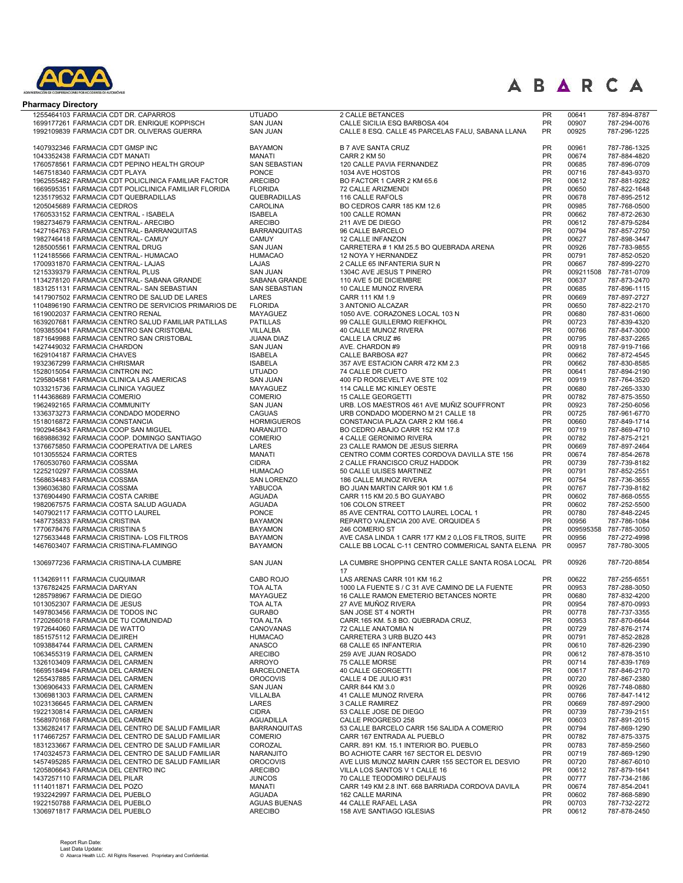## Pharmacy Directory

| | | | | | |
|---|---|---|---|---|---|
| 1255464103 FARMACIA CDT DR. CAPARROS | UTUADO | 2 CALLE BETANCES | PR | 00641 | 787-894-8787 |
| 1699177261 FARMACIA CDT DR. ENRIQUE KOPPISCH | SAN JUAN | CALLE SICILIA ESQ BARBOSA 404 | PR | 00907 | 787-294-0076 |
| 1992109839 FARMACIA CDT DR. OLIVERAS GUERRA | SAN JUAN | CALLE 8 ESQ. CALLE 45 PARCELAS FALU, SABANA LLANA | PR | 00925 | 787-296-1225 |
| 1407932346 FARMACIA CDT GMSP INC | BAYAMON | B 7 AVE SANTA CRUZ | PR | 00961 | 787-786-1325 |
| 1043352438 FARMACIA CDT MANATI | MANATI | CARR 2 KM 50 | PR | 00674 | 787-884-4820 |
| 1760578561 FARMACIA CDT PEPINO HEALTH GROUP | SAN SEBASTIAN | 120 CALLE PAVIA FERNANDEZ | PR | 00685 | 787-896-0709 |
| 1467518340 FARMACIA CDT PLAYA | PONCE | 1034 AVE HOSTOS | PR | 00716 | 787-843-9370 |
| 1962555482 FARMACIA CDT POLICLINICA FAMILIAR FACTOR | ARECIBO | BO FACTOR 1 CARR 2 KM 65.6 | PR | 00612 | 787-881-9282 |
| 1669595351 FARMACIA CDT POLICLINICA FAMILIAR FLORIDA | FLORIDA | 72 CALLE ARIZMENDI | PR | 00650 | 787-822-1648 |
| 1235179532 FARMACIA CDT QUEBRADILLAS | QUEBRADILLAS | 116 CALLE RAFOLS | PR | 00678 | 787-895-2512 |
| 1205045689 FARMACIA CEDROS | CAROLINA | BO CEDROS CARR 185 KM 12.6 | PR | 00985 | 787-768-0500 |
| 1760533152 FARMACIA CENTRAL - ISABELA | ISABELA | 100 CALLE ROMAN | PR | 00662 | 787-872-2630 |
| 1982734679 FARMACIA CENTRAL- ARECIBO | ARECIBO | 211 AVE DE DIEGO | PR | 00612 | 787-879-5284 |
| 1427164763 FARMACIA CENTRAL- BARRANQUITAS | BARRANQUITAS | 96 CALLE BARCELO | PR | 00794 | 787-857-2750 |
| 1982746418 FARMACIA CENTRAL- CAMUY | CAMUY | 12 CALLE INFANZON | PR | 00627 | 787-898-3447 |
| 1285005561 FARMACIA CENTRAL DRUG | SAN JUAN | CARRETERA # 1 KM 25.5 BO QUEBRADA ARENA | PR | 00926 | 787-783-9855 |
| 1124185566 FARMACIA CENTRAL- HUMACAO | HUMACAO | 12 NOYA Y HERNANDEZ | PR | 00791 | 787-852-0520 |
| 1700931870 FARMACIA CENTRAL- LAJAS | LAJAS | 2 CALLE 65 INFANTERIA SUR N | PR | 00667 | 787-899-2270 |
| 1215339379 FARMACIA CENTRAL PLUS | SAN JUAN | 1304C AVE JESUS T PINERO | PR | 009211508 | 787-781-0709 |
| 1134278120 FARMACIA CENTRAL- SABANA GRANDE | SABANA GRANDE | 110 AVE 5 DE DICIEMBRE | PR | 00637 | 787-873-2470 |
| 1831251131 FARMACIA CENTRAL- SAN SEBASTIAN | SAN SEBASTIAN | 10 CALLE MUNOZ RIVERA | PR | 00685 | 787-896-1115 |
| 1417907502 FARMACIA CENTRO DE SALUD DE LARES | LARES | CARR 111 KM 1.9 | PR | 00669 | 787-897-2727 |
| 1104896190 FARMACIA CENTRO DE SERVICIOS PRIMARIOS DE | FLORIDA | 3 ANTONIO ALCAZAR | PR | 00650 | 787-822-2170 |
| 1619002037 FARMACIA CENTRO RENAL | MAYAGUEZ | 1050 AVE. CORAZONES LOCAL 103 N | PR | 00680 | 787-831-0600 |
| 1639207681 FARMACIA CENTRO SALUD FAMILIAR PATILLAS | PATILLAS | 99 CALLE GUILLERMO RIEFKHOL | PR | 00723 | 787-839-4320 |
| 1093855041 FARMACIA CENTRO SAN CRISTOBAL | VILLALBA | 40 CALLE MUNOZ RIVERA | PR | 00766 | 787-847-3000 |
| 1871649988 FARMACIA CENTRO SAN CRISTOBAL | JUANA DIAZ | CALLE LA CRUZ #6 | PR | 00795 | 787-837-2265 |
| 1427449032 FARMACIA CHARDON | SAN JUAN | AVE. CHARDON #9 | PR | 00918 | 787-919-7166 |
| 1629104187 FARMACIA CHAVES | ISABELA | CALLE BARBOSA #27 | PR | 00662 | 787-872-4545 |
| 1932367299 FARMACIA CHRISMAR | ISABELA | 357 AVE ESTACION CARR 472 KM 2.3 | PR | 00662 | 787-830-8585 |
| 1528015054 FARMACIA CINTRON INC | UTUADO | 74 CALLE DR CUETO | PR | 00641 | 787-894-2190 |
| 1295804581 FARMACIA CLINICA LAS AMERICAS | SAN JUAN | 400 FD ROOSEVELT AVE STE 102 | PR | 00919 | 787-764-3520 |
| 1033215736 FARMACIA CLINICA YAGUEZ | MAYAGUEZ | 114 CALLE MC KINLEY OESTE | PR | 00680 | 787-265-3330 |
| 1144368689 FARMACIA COMERIO | COMERIO | 15 CALLE GEORGETTI | PR | 00782 | 787-875-3550 |
| 1962492165 FARMACIA COMMUNITY | SAN JUAN | URB. LOS MAESTROS 461 AVE MUÑIZ SOUFFRONT | PR | 00923 | 787-250-6056 |
| 1336373273 FARMACIA CONDADO MODERNO | CAGUAS | URB CONDADO MODERNO M 21 CALLE 18 | PR | 00725 | 787-961-6770 |
| 1518016872 FARMACIA CONSTANCIA | HORMIGUEROS | CONSTANCIA PLAZA CARR 2 KM 166.4 | PR | 00660 | 787-849-1714 |
| 1902945843 FARMACIA COOP SAN MIGUEL | NARANJITO | BO CEDRO ABAJO CARR 152 KM 17.8 | PR | 00719 | 787-869-4710 |
| 1689886392 FARMACIA COOP. DOMINGO SANTIAGO | COMERIO | 4 CALLE GERONIMO RIVERA | PR | 00782 | 787-875-2121 |
| 1376675850 FARMACIA COOPERATIVA DE LARES | LARES | 23 CALLE RAMON DE JESUS SIERRA | PR | 00669 | 787-897-2464 |
| 1013055524 FARMACIA CORTES | MANATI | CENTRO COMM CORTES CORDOVA DAVILLA STE 156 | PR | 00674 | 787-854-2678 |
| 1760530760 FARMACIA COSSMA | CIDRA | 2 CALLE FRANCISCO CRUZ HADDOK | PR | 00739 | 787-739-8182 |
| 1225210297 FARMACIA COSSMA | HUMACAO | 50 CALLE ULISES MARTINEZ | PR | 00791 | 787-852-2551 |
| 1568634483 FARMACIA COSSMA | SAN LORENZO | 186 CALLE MUNOZ RIVERA | PR | 00754 | 787-736-3655 |
| 1396036380 FARMACIA COSSMA | YABUCOA | BO JUAN MARTIN CARR 901 KM 1.6 | PR | 00767 | 787-739-8182 |
| 1376904490 FARMACIA COSTA CARIBE | AGUADA | CARR 115 KM 20.5 BO GUAYABO | PR | 00602 | 787-868-0555 |
| 1982067575 FARMACIA COSTA SALUD AGUADA | AGUADA | 106 COLON STREET | PR | 00602 | 787-252-5500 |
| 1407902117 FARMACIA COTTO LAUREL | PONCE | 85 AVE CENTRAL COTTO LAUREL LOCAL 1 | PR | 00780 | 787-848-2245 |
| 1487735833 FARMACIA CRISTINA | BAYAMON | REPARTO VALENCIA 200 AVE. ORQUIDEA 5 | PR | 00956 | 787-786-1084 |
| 1770678476 FARMACIA CRISTINA 5 | BAYAMON | 246 COMERIO ST | PR | 009595358 | 787-785-3050 |
| 1275633448 FARMACIA CRISTINA- LOS FILTROS | BAYAMON | AVE CASA LINDA 1 CARR 177 KM 2 0,LOS FILTROS, SUITE | PR | 00956 | 787-272-4998 |
| 1467603407 FARMACIA CRISTINA-FLAMINGO | BAYAMON | CALLE BB LOCAL C-11 CENTRO COMMERICAL SANTA ELENA | PR | 00957 | 787-780-3005 |
| 1306977236 FARMACIA CRISTINA-LA CUMBRE | SAN JUAN | LA CUMBRE SHOPPING CENTER CALLE SANTA ROSA LOCAL 17 | PR | 00926 | 787-720-8854 |
| 1134269111 FARMACIA CUQUIMAR | CABO ROJO | LAS ARENAS CARR 101 KM 16.2 | PR | 00622 | 787-255-6551 |
| 1376782425 FARMACIA DARYAN | TOA ALTA | 1000 LA FUENTE S / C 31 AVE CAMINO DE LA FUENTE | PR | 00953 | 787-288-3050 |
| 1285798967 FARMACIA DE DIEGO | MAYAGUEZ | 16 CALLE RAMON EMETERIO BETANCES NORTE | PR | 00680 | 787-832-4200 |
| 1013052307 FARMACIA DE JESUS | TOA ALTA | 27 AVE MUÑOZ RIVERA | PR | 00954 | 787-870-0993 |
| 1497803456 FARMACIA DE TODOS INC | GURABO | SAN JOSE ST 4 NORTH | PR | 00778 | 787-737-3355 |
| 1720266018 FARMACIA DE TU COMUNIDAD | TOA ALTA | CARR.165 KM. 5.8 BO. QUEBRADA CRUZ, | PR | 00953 | 787-870-6644 |
| 1972644060 FARMACIA DE WATTO | CANOVANAS | 72 CALLE ANATOMIA N | PR | 00729 | 787-876-2174 |
| 1851575112 FARMACIA DEJIREH | HUMACAO | CARRETERA 3 URB BUZO 443 | PR | 00791 | 787-852-2828 |
| 1093884744 FARMACIA DEL CARMEN | ANASCO | 68 CALLE 65 INFANTERIA | PR | 00610 | 787-826-2390 |
| 1063455319 FARMACIA DEL CARMEN | ARECIBO | 259 AVE JUAN ROSADO | PR | 00612 | 787-878-3510 |
| 1326103409 FARMACIA DEL CARMEN | ARROYO | 75 CALLE MORSE | PR | 00714 | 787-839-1769 |
| 1669518494 FARMACIA DEL CARMEN | BARCELONETA | 40 CALLE GEORGETTI | PR | 00617 | 787-846-2170 |
| 1255437885 FARMACIA DEL CARMEN | OROCOVIS | CALLE 4 DE JULIO #31 | PR | 00720 | 787-867-2380 |
| 1306906433 FARMACIA DEL CARMEN | SAN JUAN | CARR 844 KM 3.0 | PR | 00926 | 787-748-0880 |
| 1306981303 FARMACIA DEL CARMEN | VILLALBA | 41 CALLE MUNOZ RIVERA | PR | 00766 | 787-847-1412 |
| 1023136645 FARMACIA DEL CARMEN | LARES | 3 CALLE RAMIREZ | PR | 00669 | 787-897-2900 |
| 1922130814 FARMACIA DEL CARMEN | CIDRA | 53 CALLE JOSE DE DIEGO | PR | 00739 | 787-739-2151 |
| 1568970168 FARMACIA DEL CARMEN | AGUADILLA | CALLE PROGRESO 258 | PR | 00603 | 787-891-2015 |
| 1336282417 FARMACIA DEL CENTRO DE SALUD FAMILIAR | BARRANQUITAS | 53 CALLE BARCELO CARR 156 SALIDA A COMERIO | PR | 00794 | 787-869-1290 |
| 1174667257 FARMACIA DEL CENTRO DE SALUD FAMILIAR | COMERIO | CARR 167 ENTRADA AL PUEBLO | PR | 00782 | 787-875-3375 |
| 1831233667 FARMACIA DEL CENTRO DE SALUD FAMILIAR | COROZAL | CARR. 891 KM. 15.1 INTERIOR BO. PUEBLO | PR | 00783 | 787-859-2560 |
| 1740324573 FARMACIA DEL CENTRO DE SALUD FAMILIAR | NARANJITO | BO ACHIOTE CARR 167 SECTOR EL DESVIO | PR | 00719 | 787-869-1290 |
| 1457495285 FARMACIA DEL CENTRO DE SALUD FAMILIAR | OROCOVIS | AVE LUIS MUNOZ MARIN CARR 155 SECTOR EL DESVIO | PR | 00720 | 787-867-6010 |
| 1205806643 FARMACIA DEL CENTRO INC | ARECIBO | VILLA LOS SANTOS V 1 CALLE 16 | PR | 00612 | 787-879-1641 |
| 1437257110 FARMACIA DEL PILAR | JUNCOS | 70 CALLE TEODOMIRO DELFAUS | PR | 00777 | 787-734-2186 |
| 1114011871 FARMACIA DEL POZO | MANATI | CARR 149 KM 2.8 INT. 668 BARRIADA CORDOVA DAVILA | PR | 00674 | 787-854-2041 |
| 1932242997 FARMACIA DEL PUEBLO | AGUADA | 162 CALLE MARINA | PR | 00602 | 787-868-5890 |
| 1922150788 FARMACIA DEL PUEBLO | AGUAS BUENAS | 44 CALLE RAFAEL LASA | PR | 00703 | 787-732-2272 |
| 1306971817 FARMACIA DEL PUEBLO | ARECIBO | 158 AVE SANTIAGO IGLESIAS | PR | 00612 | 787-878-2450 |

Report Run Date:
Last Data Update:
© Abarca Health LLC. All Rights Reserved. Proprietary and Confidential.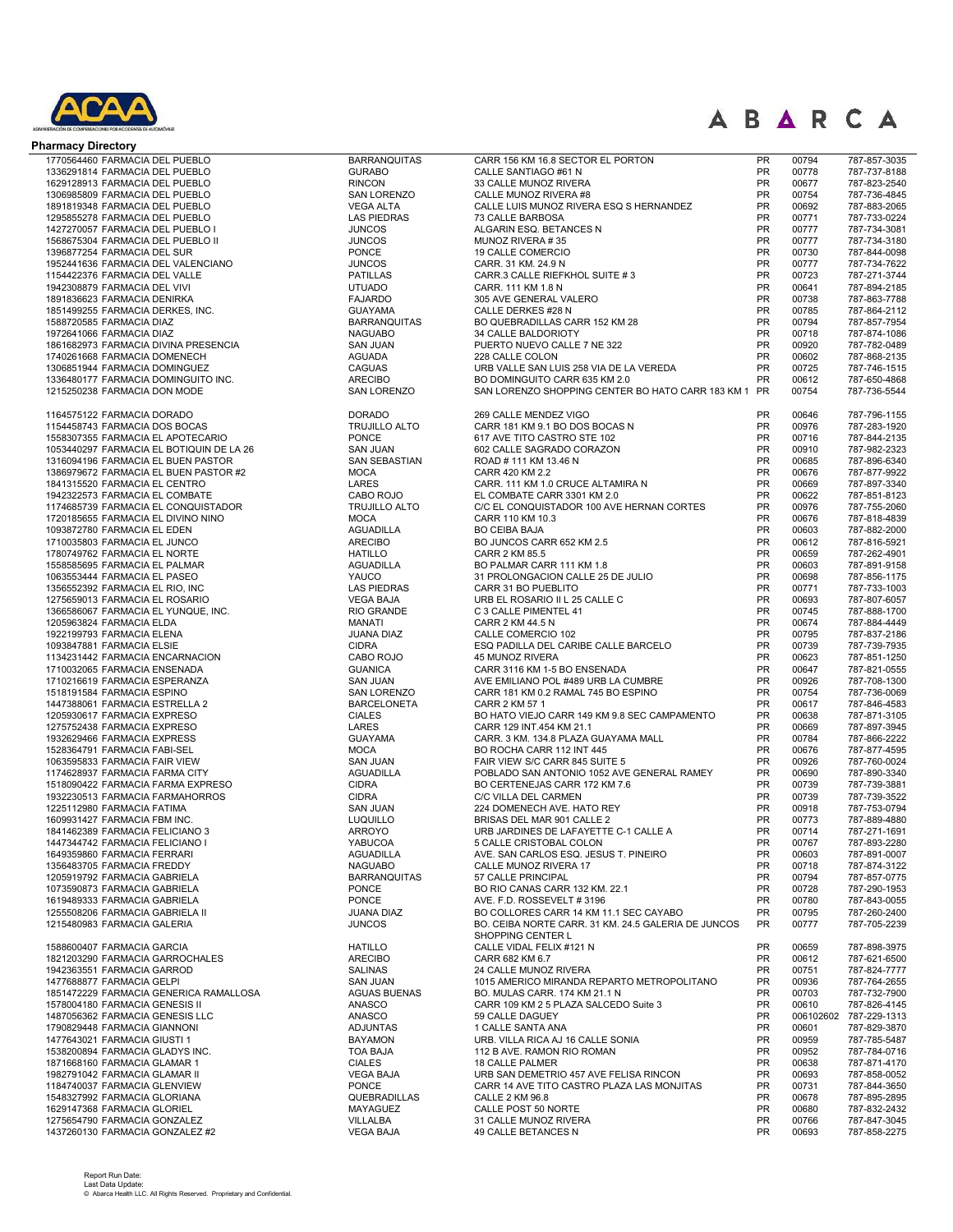**Pharmacy Directory**

| | | | | | |
|---|---|---|---|---|---|
| 1770564460 FARMACIA DEL PUEBLO | BARRANQUITAS | CARR 156 KM 16.8 SECTOR EL PORTON | PR | 00794 | 787-857-3035 |
| 1336291814 FARMACIA DEL PUEBLO | GURABO | CALLE SANTIAGO #61 N | PR | 00778 | 787-737-8188 |
| 1629128913 FARMACIA DEL PUEBLO | RINCON | 33 CALLE MUNOZ RIVERA | PR | 00677 | 787-823-2540 |
| 1306985809 FARMACIA DEL PUEBLO | SAN LORENZO | CALLE MUNOZ RIVERA #8 | PR | 00754 | 787-736-4845 |
| 1891819348 FARMACIA DEL PUEBLO | VEGA ALTA | CALLE LUIS MUNOZ RIVERA ESQ S HERNANDEZ | PR | 00692 | 787-883-2065 |
| 1295855278 FARMACIA DEL PUEBLO | LAS PIEDRAS | 73 CALLE BARBOSA | PR | 00771 | 787-733-0224 |
| 1427270057 FARMACIA DEL PUEBLO I | JUNCOS | ALGARIN ESQ. BETANCES N | PR | 00777 | 787-734-3081 |
| 1568675304 FARMACIA DEL PUEBLO II | JUNCOS | MUNOZ RIVERA # 35 | PR | 00777 | 787-734-3180 |
| 1396877254 FARMACIA DEL SUR | PONCE | 19 CALLE COMERCIO | PR | 00730 | 787-844-0098 |
| 1952441636 FARMACIA DEL VALENCIANO | JUNCOS | CARR. 31 KM. 24.9 N | PR | 00777 | 787-734-7622 |
| 1154422376 FARMACIA DEL VALLE | PATILLAS | CARR.3 CALLE RIEFKHOL SUITE # 3 | PR | 00723 | 787-271-3744 |
| 1942308879 FARMACIA DEL VIVI | UTUADO | CARR. 111 KM 1.8 N | PR | 00641 | 787-894-2185 |
| 1891836623 FARMACIA DENIRKA | FAJARDO | 305 AVE GENERAL VALERO | PR | 00738 | 787-863-7788 |
| 1851499255 FARMACIA DERKES, INC. | GUAYAMA | CALLE DERKES #28 N | PR | 00785 | 787-864-2112 |
| 1588720585 FARMACIA DIAZ | BARRANQUITAS | BO QUEBRADILLAS CARR 152 KM 28 | PR | 00794 | 787-857-7954 |
| 1972641066 FARMACIA DIAZ | NAGUABO | 34 CALLE BALDORIOTY | PR | 00718 | 787-874-1086 |
| 1861682973 FARMACIA DIVINA PRESENCIA | SAN JUAN | PUERTO NUEVO CALLE 7 NE 322 | PR | 00920 | 787-782-0489 |
| 1740261668 FARMACIA DOMENECH | AGUADA | 228 CALLE COLON | PR | 00602 | 787-868-2135 |
| 1306851944 FARMACIA DOMINGUEZ | CAGUAS | URB VALLE SAN LUIS 258 VIA DE LA VEREDA | PR | 00725 | 787-746-1515 |
| 1336480177 FARMACIA DOMINGUITO INC. | ARECIBO | BO DOMINGUITO CARR 635 KM 2.0 | PR | 00612 | 787-650-4868 |
| 1215250238 FARMACIA DON MODE | SAN LORENZO | SAN LORENZO SHOPPING CENTER BO HATO CARR 183 KM 1 | PR | 00754 | 787-736-5544 |
| 1164575122 FARMACIA DORADO | DORADO | 269 CALLE MENDEZ VIGO | PR | 00646 | 787-796-1155 |
| 1154458743 FARMACIA DOS BOCAS | TRUJILLO ALTO | CARR 181 KM 9.1 BO DOS BOCAS N | PR | 00976 | 787-283-1920 |
| 1558307355 FARMACIA EL APOTECARIO | PONCE | 617 AVE TITO CASTRO STE 102 | PR | 00716 | 787-844-2135 |
| 1053440297 FARMACIA EL BOTIQUIN DE LA 26 | SAN JUAN | 602 CALLE SAGRADO CORAZON | PR | 00910 | 787-982-2323 |
| 1316094196 FARMACIA EL BUEN PASTOR | SAN SEBASTIAN | ROAD # 111 KM 13.46 N | PR | 00685 | 787-896-6340 |
| 1386979672 FARMACIA EL BUEN PASTOR #2 | MOCA | CARR 420 KM 2.2 | PR | 00676 | 787-877-9922 |
| 1841315520 FARMACIA EL CENTRO | LARES | CARR. 111 KM 1.0 CRUCE ALTAMIRA N | PR | 00669 | 787-897-3340 |
| 1942322573 FARMACIA EL COMBATE | CABO ROJO | EL COMBATE CARR 3301 KM 2.0 | PR | 00622 | 787-851-8123 |
| 1174685739 FARMACIA EL CONQUISTADOR | TRUJILLO ALTO | C/C EL CONQUISTADOR 100 AVE HERNAN CORTES | PR | 00976 | 787-755-2060 |
| 1720185655 FARMACIA EL DIVINO NINO | MOCA | CARR 110 KM 10.3 | PR | 00676 | 787-818-4839 |
| 1093872780 FARMACIA EL EDEN | AGUADILLA | BO CEIBA BAJA | PR | 00603 | 787-882-2000 |
| 1710035803 FARMACIA EL JUNCO | ARECIBO | BO JUNCOS CARR 652 KM 2.5 | PR | 00612 | 787-816-5921 |
| 1780749762 FARMACIA EL NORTE | HATILLO | CARR 2 KM 85.5 | PR | 00659 | 787-262-4901 |
| 1558585695 FARMACIA EL PALMAR | AGUADILLA | BO PALMAR CARR 111 KM 1.8 | PR | 00603 | 787-891-9158 |
| 1063553444 FARMACIA EL PASEO | YAUCO | 31 PROLONGACION CALLE 25 DE JULIO | PR | 00698 | 787-856-1175 |
| 1356552392 FARMACIA EL RIO, INC | LAS PIEDRAS | CARR 31 BO PUEBLITO | PR | 00771 | 787-733-1003 |
| 1275659013 FARMACIA EL ROSARIO | VEGA BAJA | URB EL ROSARIO II L 25 CALLE C | PR | 00693 | 787-807-6057 |
| 1366586067 FARMACIA EL YUNQUE, INC. | RIO GRANDE | C 3 CALLE PIMENTEL 41 | PR | 00745 | 787-888-1700 |
| 1205963824 FARMACIA ELDA | MANATI | CARR 2 KM 44.5 N | PR | 00674 | 787-884-4449 |
| 1922199793 FARMACIA ELENA | JUANA DIAZ | CALLE COMERCIO 102 | PR | 00795 | 787-837-2186 |
| 1093847881 FARMACIA ELSIE | CIDRA | ESQ PADILLA DEL CARIBE CALLE BARCELO | PR | 00739 | 787-739-7935 |
| 1134231442 FARMACIA ENCARNACION | CABO ROJO | 45 MUNOZ RIVERA | PR | 00623 | 787-851-1250 |
| 1710032065 FARMACIA ENSENADA | GUANICA | CARR 3116 KM 1-5 BO ENSENADA | PR | 00647 | 787-821-0555 |
| 1710216619 FARMACIA ESPERANZA | SAN JUAN | AVE EMILIANO POL #489 URB LA CUMBRE | PR | 00926 | 787-708-1300 |
| 1518191584 FARMACIA ESPINO | SAN LORENZO | CARR 181 KM 0.2 RAMAL 745 BO ESPINO | PR | 00754 | 787-736-0069 |
| 1447388061 FARMACIA ESTRELLA 2 | BARCELONETA | CARR 2 KM 57 1 | PR | 00617 | 787-846-4583 |
| 1205930617 FARMACIA EXPRESO | CIALES | BO HATO VIEJO CARR 149 KM 9.8 SEC CAMPAMENTO | PR | 00638 | 787-871-3105 |
| 1275752438 FARMACIA EXPRESO | LARES | CARR 129 INT.454 KM 21.1 | PR | 00669 | 787-897-3945 |
| 1932629466 FARMACIA EXPRESS | GUAYAMA | CARR. 3 KM. 134.8 PLAZA GUAYAMA MALL | PR | 00784 | 787-866-2222 |
| 1528364791 FARMACIA FABI-SEL | MOCA | BO ROCHA CARR 112 INT 445 | PR | 00676 | 787-877-4595 |
| 1063595833 FARMACIA FAIR VIEW | SAN JUAN | FAIR VIEW S/C CARR 845 SUITE 5 | PR | 00926 | 787-760-0024 |
| 1174628937 FARMACIA FARMA CITY | AGUADILLA | POBLADO SAN ANTONIO 1052 AVE GENERAL RAMEY | PR | 00690 | 787-890-3340 |
| 1518090422 FARMACIA FARMA EXPRESO | CIDRA | BO CERTENEJAS CARR 172 KM 7.6 | PR | 00739 | 787-739-3881 |
| 1932230513 FARMACIA FARMAHORROS | CIDRA | C/C VILLA DEL CARMEN | PR | 00739 | 787-739-3522 |
| 1225112980 FARMACIA FATIMA | SAN JUAN | 224 DOMENECH AVE. HATO REY | PR | 00918 | 787-753-0794 |
| 1609931427 FARMACIA FBM INC. | LUQUILLO | BRISAS DEL MAR 901 CALLE 2 | PR | 00773 | 787-889-4880 |
| 1841462389 FARMACIA FELICIANO 3 | ARROYO | URB JARDINES DE LAFAYETTE C-1 CALLE A | PR | 00714 | 787-271-1691 |
| 1447344742 FARMACIA FELICIANO I | YABUCOA | 5 CALLE CRISTOBAL COLON | PR | 00767 | 787-893-2280 |
| 1649359860 FARMACIA FERRARI | AGUADILLA | AVE. SAN CARLOS ESQ. JESUS T. PINEIRO | PR | 00603 | 787-891-0007 |
| 1356483705 FARMACIA FREDDY | NAGUABO | CALLE MUNOZ RIVERA 17 | PR | 00718 | 787-874-3122 |
| 1205919792 FARMACIA GABRIELA | BARRANQUITAS | 57 CALLE PRINCIPAL | PR | 00794 | 787-857-0775 |
| 1073590873 FARMACIA GABRIELA | PONCE | BO RIO CANAS CARR 132 KM. 22.1 | PR | 00728 | 787-290-1953 |
| 1619489333 FARMACIA GABRIELA | PONCE | AVE. F.D. ROSSEVELT # 3196 | PR | 00780 | 787-843-0055 |
| 1255508206 FARMACIA GABRIELA II | JUANA DIAZ | BO COLLORES CARR 14 KM 11.1 SEC CAYABO | PR | 00795 | 787-260-2400 |
| 1215480983 FARMACIA GALERIA | JUNCOS | BO. CEIBA NORTE CARR. 31 KM. 24.5 GALERIA DE JUNCOS SHOPPING CENTER L | PR | 00777 | 787-705-2239 |
| 1588600407 FARMACIA GARCIA | HATILLO | CALLE VIDAL FELIX #121 N | PR | 00659 | 787-898-3975 |
| 1821203290 FARMACIA GARROCHALES | ARECIBO | CARR 682 KM 6.7 | PR | 00612 | 787-621-6500 |
| 1942363551 FARMACIA GARROD | SALINAS | 24 CALLE MUNOZ RIVERA | PR | 00751 | 787-824-7777 |
| 1477688877 FARMACIA GELPI | SAN JUAN | 1015 AMERICO MIRANDA REPARTO METROPOLITANO | PR | 00936 | 787-764-2655 |
| 1851472229 FARMACIA GENERICA RAMALLOSA | AGUAS BUENAS | BO. MULAS CARR. 174 KM 21.1 N | PR | 00703 | 787-732-7900 |
| 1578004180 FARMACIA GENESIS II | ANASCO | CARR 109 KM 2 5 PLAZA SALCEDO Suite 3 | PR | 00610 | 787-826-4145 |
| 1487056362 FARMACIA GENESIS LLC | ANASCO | 59 CALLE DAGUEY | PR | 006102602 | 787-229-1313 |
| 1790829448 FARMACIA GIANNONI | ADJUNTAS | 1 CALLE SANTA ANA | PR | 00601 | 787-829-3870 |
| 1477643021 FARMACIA GIUSTI 1 | BAYAMON | URB. VILLA RICA AJ 16 CALLE SONIA | PR | 00959 | 787-785-5487 |
| 1538200894 FARMACIA GLADYS INC. | TOA BAJA | 112 B AVE. RAMON RIO ROMAN | PR | 00952 | 787-784-0716 |
| 1871668160 FARMACIA GLAMAR 1 | CIALES | 18 CALLE PALMER | PR | 00638 | 787-871-4170 |
| 1982791042 FARMACIA GLAMAR II | VEGA BAJA | URB SAN DEMETRIO 457 AVE FELISA RINCON | PR | 00693 | 787-858-0052 |
| 1184740037 FARMACIA GLENVIEW | PONCE | CARR 14 AVE TITO CASTRO PLAZA LAS MONJITAS | PR | 00731 | 787-844-3650 |
| 1548327992 FARMACIA GLORIANA | QUEBRADILLAS | CALLE 2 KM 96.8 | PR | 00678 | 787-895-2895 |
| 1629147368 FARMACIA GLORIEL | MAYAGUEZ | CALLE POST 50 NORTE | PR | 00680 | 787-832-2432 |
| 1275654790 FARMACIA GONZALEZ | VILLALBA | 31 CALLE MUNOZ RIVERA | PR | 00766 | 787-847-3045 |
| 1437260130 FARMACIA GONZALEZ #2 | VEGA BAJA | 49 CALLE BETANCES N | PR | 00693 | 787-858-2275 |

Report Run Date:
Last Data Update:
© Abarca Health LLC. All Rights Reserved. Proprietary and Confidential.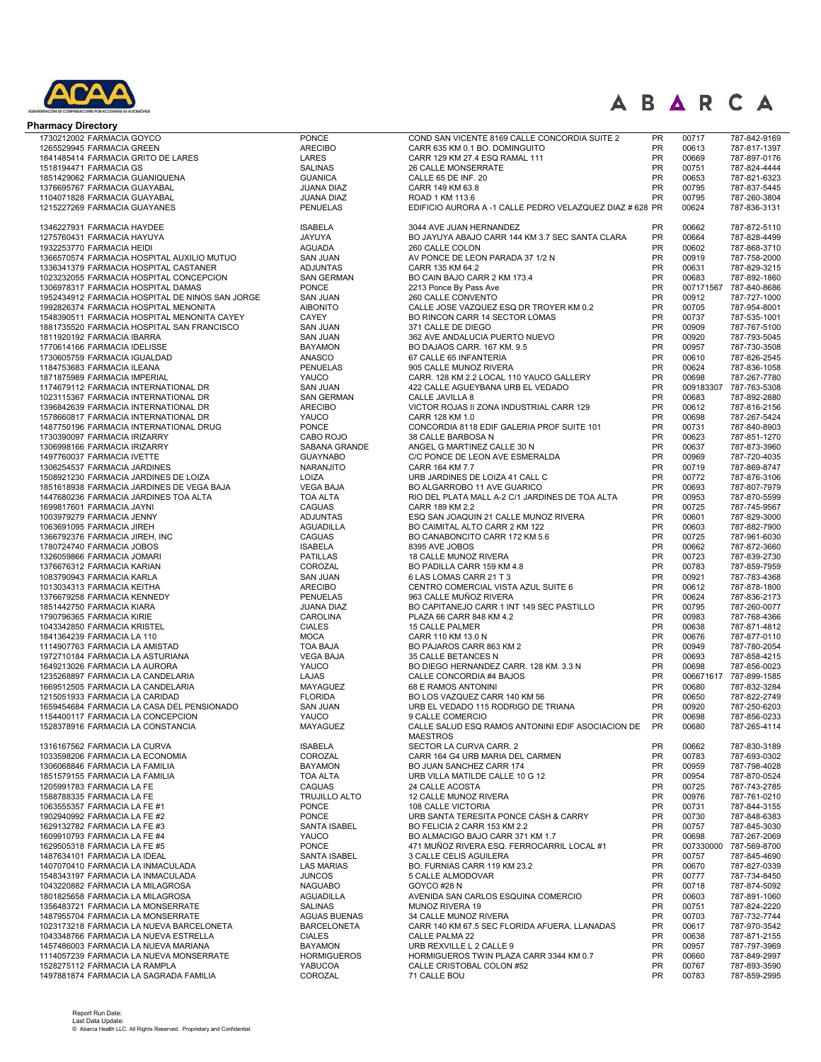**Pharmacy Directory**

| | | | | | |
|---|---|---|---|---|---|
| 1730212002 FARMACIA GOYCO | PONCE | COND SAN VICENTE 8169 CALLE CONCORDIA SUITE 2 | PR | 00717 | 787-842-9169 |
| 1265529945 FARMACIA GREEN | ARECIBO | CARR 635 KM 0.1 BO. DOMINGUITO | PR | 00613 | 787-817-1397 |
| 1841485414 FARMACIA GRITO DE LARES | LARES | CARR 129 KM 27.4 ESQ RAMAL 111 | PR | 00669 | 787-897-0176 |
| 1518194471 FARMACIA GS | SALINAS | 26 CALLE MONSERRATE | PR | 00751 | 787-824-4444 |
| 1851429062 FARMACIA GUANIQUENA | GUANICA | CALLE 65 DE INF. 20 | PR | 00653 | 787-821-6323 |
| 1376695767 FARMACIA GUAYABAL | JUANA DIAZ | CARR 149 KM 63.8 | PR | 00795 | 787-837-5445 |
| 1104071828 FARMACIA GUAYABAL | JUANA DIAZ | ROAD 1 KM 113.6 | PR | 00795 | 787-260-3804 |
| 1215227269 FARMACIA GUAYANES | PENUELAS | EDIFICIO AURORA A -1 CALLE PEDRO VELAZQUEZ DIAZ # 628 | PR | 00624 | 787-836-3131 |
| 1346227931 FARMACIA HAYDEE | ISABELA | 3044 AVE JUAN HERNANDEZ | PR | 00662 | 787-872-5110 |
| 1275760431 FARMACIA HAYUYA | JAYUYA | BO JAYUYA ABAJO CARR 144 KM 3.7 SEC SANTA CLARA | PR | 00664 | 787-828-4499 |
| 1932253770 FARMACIA HEIDI | AGUADA | 260 CALLE COLON | PR | 00602 | 787-868-3710 |
| 1366570574 FARMACIA HOSPITAL AUXILIO MUTUO | SAN JUAN | AV PONCE DE LEON PARADA 37 1/2 N | PR | 00919 | 787-758-2000 |
| 1336341379 FARMACIA HOSPITAL CASTANER | ADJUNTAS | CARR 135 KM 64.2 | PR | 00631 | 787-829-3215 |
| 1023232055 FARMACIA HOSPITAL CONCEPCION | SAN GERMAN | BO CAIN BAJO CARR 2 KM 173.4 | PR | 00683 | 787-892-1860 |
| 1306978317 FARMACIA HOSPITAL DAMAS | PONCE | 2213 Ponce By Pass Ave | PR | 007171567 | 787-840-8686 |
| 1952434912 FARMACIA HOSPITAL DE NINOS SAN JORGE | SAN JUAN | 260 CALLE CONVENTO | PR | 00912 | 787-727-1000 |
| 1992826374 FARMACIA HOSPITAL MENONITA | AIBONITO | CALLE JOSE VAZQUEZ ESQ DR TROYER KM 0.2 | PR | 00705 | 787-954-8001 |
| 1548390511 FARMACIA HOSPITAL MENONITA CAYEY | CAYEY | BO RINCON CARR 14 SECTOR LOMAS | PR | 00737 | 787-535-1001 |
| 1881735520 FARMACIA HOSPITAL SAN FRANCISCO | SAN JUAN | 371 CALLE DE DIEGO | PR | 00909 | 787-767-5100 |
| 1811920192 FARMACIA IBARRA | SAN JUAN | 362 AVE ANDALUCIA PUERTO NUEVO | PR | 00920 | 787-793-5045 |
| 1770614166 FARMACIA IDELISSE | BAYAMON | BO DAJAOS CARR. 167 KM. 9.5 | PR | 00957 | 787-730-3508 |
| 1730605759 FARMACIA IGUALDAD | ANASCO | 67 CALLE 65 INFANTERIA | PR | 00610 | 787-826-2545 |
| 1184753683 FARMACIA ILEANA | PENUELAS | 905 CALLE MUNOZ RIVERA | PR | 00624 | 787-836-1058 |
| 1871875989 FARMACIA IMPERIAL | YAUCO | CARR. 128 KM 2.2 LOCAL 110 YAUCO GALLERY | PR | 00698 | 787-267-7780 |
| 1174679112 FARMACIA INTERNATIONAL DR | SAN JUAN | 422 CALLE AGUEYBANA URB EL VEDADO | PR | 009183307 | 787-763-5308 |
| 1023115367 FARMACIA INTERNATIONAL DR | SAN GERMAN | CALLE JAVILLA 8 | PR | 00683 | 787-892-2880 |
| 1396842639 FARMACIA INTERNATIONAL DR | ARECIBO | VICTOR ROJAS II ZONA INDUSTRIAL CARR 129 | PR | 00612 | 787-816-2156 |
| 1578660817 FARMACIA INTERNATIONAL DR | YAUCO | CARR 128 KM 1.0 | PR | 00698 | 787-267-5424 |
| 1487750196 FARMACIA INTERNATIONAL DRUG | PONCE | CONCORDIA 8118 EDIF GALERIA PROF SUITE 101 | PR | 00731 | 787-840-8903 |
| 1730390097 FARMACIA IRIZARRY | CABO ROJO | 38 CALLE BARBOSA N | PR | 00623 | 787-851-1270 |
| 1306998166 FARMACIA IRIZARRY | SABANA GRANDE | ANGEL G MARTINEZ CALLE 30 N | PR | 00637 | 787-873-3960 |
| 1497760037 FARMACIA IVETTE | GUAYNABO | C/C PONCE DE LEON AVE ESMERALDA | PR | 00969 | 787-720-4035 |
| 1306254537 FARMACIA JARDINES | NARANJITO | CARR 164 KM 7.7 | PR | 00719 | 787-869-8747 |
| 1508921230 FARMACIA JARDINES DE LOIZA | LOIZA | URB JARDINES DE LOIZA 41 CALL C | PR | 00772 | 787-876-3106 |
| 1851618938 FARMACIA JARDINES DE VEGA BAJA | VEGA BAJA | BO ALGARROBO 11 AVE GUARICO | PR | 00693 | 787-807-7979 |
| 1447680236 FARMACIA JARDINES TOA ALTA | TOA ALTA | RIO DEL PLATA MALL A-2 C/1 JARDINES DE TOA ALTA | PR | 00953 | 787-870-5599 |
| 1699817601 FARMACIA JAYNI | CAGUAS | CARR 189 KM 2.2 | PR | 00725 | 787-745-9567 |
| 1003979279 FARMACIA JENNY | ADJUNTAS | ESQ SAN JOAQUIN 21 CALLE MUNOZ RIVERA | PR | 00601 | 787-829-3000 |
| 1063691095 FARMACIA JIREH | AGUADILLA | BO CAIMITAL ALTO CARR 2 KM 122 | PR | 00603 | 787-882-7900 |
| 1366792376 FARMACIA JIREH, INC | CAGUAS | BO CANABONCITO CARR 172 KM 5.6 | PR | 00725 | 787-961-6030 |
| 1780724740 FARMACIA JOBOS | ISABELA | 8395 AVE JOBOS | PR | 00662 | 787-872-3660 |
| 1326059866 FARMACIA JOMARI | PATILLAS | 18 CALLE MUNOZ RIVERA | PR | 00723 | 787-839-2730 |
| 1376676312 FARMACIA KARIAN | COROZAL | BO PADILLA CARR 159 KM 4.8 | PR | 00783 | 787-859-7959 |
| 1083790943 FARMACIA KARLA | SAN JUAN | 6 LAS LOMAS CARR 21 T 3 | PR | 00921 | 787-783-4368 |
| 1013034313 FARMACIA KEITHA | ARECIBO | CENTRO COMERCIAL VISTA AZUL SUITE 6 | PR | 00612 | 787-878-1800 |
| 1376679258 FARMACIA KENNEDY | PENUELAS | 963 CALLE MUÑOZ RIVERA | PR | 00624 | 787-836-2173 |
| 1851442750 FARMACIA KIARA | JUANA DIAZ | BO CAPITANEJO CARR 1 INT 149 SEC PASTILLO | PR | 00795 | 787-260-0077 |
| 1790796365 FARMACIA KIRIE | CAROLINA | PLAZA 66 CARR 848 KM 4.2 | PR | 00983 | 787-768-4366 |
| 1043342850 FARMACIA KRISTEL | CIALES | 15 CALLE PALMER | PR | 00638 | 787-871-4812 |
| 1841364239 FARMACIA LA 110 | MOCA | CARR 110 KM 13.0 N | PR | 00676 | 787-877-0110 |
| 1114907763 FARMACIA LA AMISTAD | TOA BAJA | BO PAJAROS CARR 863 KM 2 | PR | 00949 | 787-780-2054 |
| 1972710184 FARMACIA LA ASTURIANA | VEGA BAJA | 35 CALLE BETANCES N | PR | 00693 | 787-858-4215 |
| 1649213026 FARMACIA LA AURORA | YAUCO | BO DIEGO HERNANDEZ CARR. 128 KM. 3.3 N | PR | 00698 | 787-856-0023 |
| 1235268897 FARMACIA LA CANDELARIA | LAJAS | CALLE CONCORDIA #4 BAJOS | PR | 006671617 | 787-899-1585 |
| 1669512505 FARMACIA LA CANDELARIA | MAYAGUEZ | 68 E RAMOS ANTONINI | PR | 00680 | 787-832-3284 |
| 1215051933 FARMACIA LA CARIDAD | FLORIDA | BO LOS VAZQUEZ CARR 140 KM 56 | PR | 00650 | 787-822-2749 |
| 1659454684 FARMACIA LA CASA DEL PENSIONADO | SAN JUAN | URB EL VEDADO 115 RODRIGO DE TRIANA | PR | 00920 | 787-250-6203 |
| 1154400117 FARMACIA LA CONCEPCION | YAUCO | 9 CALLE COMERCIO | PR | 00698 | 787-856-0233 |
| 1528378916 FARMACIA LA CONSTANCIA | MAYAGUEZ | CALLE SALUD ESQ RAMOS ANTONINI EDIF ASOCIACION DE MAESTROS | PR | 00680 | 787-265-4114 |
| 1316167562 FARMACIA LA CURVA | ISABELA | SECTOR LA CURVA CARR. 2 | PR | 00662 | 787-830-3189 |
| 1033598206 FARMACIA LA ECONOMIA | COROZAL | CARR 164 G4 URB MARIA DEL CARMEN | PR | 00783 | 787-693-0302 |
| 1306068846 FARMACIA LA FAMILIA | BAYAMON | BO JUAN SANCHEZ CARR 174 | PR | 00959 | 787-798-4028 |
| 1851579155 FARMACIA LA FAMILIA | TOA ALTA | URB VILLA MATILDE CALLE 10 G 12 | PR | 00954 | 787-870-0524 |
| 1205991783 FARMACIA LA FE | CAGUAS | 24 CALLE ACOSTA | PR | 00725 | 787-743-2785 |
| 1588788335 FARMACIA LA FE | TRUJILLO ALTO | 12 CALLE MUNOZ RIVERA | PR | 00976 | 787-761-0210 |
| 1063555357 FARMACIA LA FE #1 | PONCE | 108 CALLE VICTORIA | PR | 00731 | 787-844-3155 |
| 1902940992 FARMACIA LA FE #2 | PONCE | URB SANTA TERESITA PONCE CASH & CARRY | PR | 00730 | 787-848-6383 |
| 1629132782 FARMACIA LA FE #3 | SANTA ISABEL | BO FELICIA 2 CARR 153 KM 2.2 | PR | 00757 | 787-845-3030 |
| 1609910793 FARMACIA LA FE #4 | YAUCO | BO ALMACIGO BAJO CARR 371 KM 1.7 | PR | 00698 | 787-267-2069 |
| 1629505318 FARMACIA LA FE #5 | PONCE | 471 MUÑOZ RIVERA ESQ. FERROCARRIL LOCAL #1 | PR | 007330000 | 787-569-8700 |
| 1487634101 FARMACIA LA IDEAL | SANTA ISABEL | 3 CALLE CELIS AGUILERA | PR | 00757 | 787-845-4690 |
| 1407070410 FARMACIA LA INMACULADA | LAS MARIAS | BO. FURNIAS CARR 119 KM 23.2 | PR | 00670 | 787-827-0339 |
| 1548343197 FARMACIA LA INMACULADA | JUNCOS | 5 CALLE ALMODOVAR | PR | 00777 | 787-734-8450 |
| 1043220882 FARMACIA LA MILAGROSA | NAGUABO | GOYCO #28 N | PR | 00718 | 787-874-5092 |
| 1801825658 FARMACIA LA MILAGROSA | AGUADILLA | AVENIDA SAN CARLOS ESQUINA COMERCIO | PR | 00603 | 787-891-1060 |
| 1356483721 FARMACIA LA MONSERRATE | SALINAS | MUNOZ RIVERA 19 | PR | 00751 | 787-824-2220 |
| 1487955704 FARMACIA LA MONSERRATE | AGUAS BUENAS | 34 CALLE MUNOZ RIVERA | PR | 00703 | 787-732-7744 |
| 1023173218 FARMACIA LA NUEVA BARCELONETA | BARCELONETA | CARR 140 KM 67.5 SEC FLORIDA AFUERA, LLANADAS | PR | 00617 | 787-970-3542 |
| 1043348766 FARMACIA LA NUEVA ESTRELLA | CIALES | CALLE PALMA 22 | PR | 00638 | 787-871-2155 |
| 1457486003 FARMACIA LA NUEVA MARIANA | BAYAMON | URB REXVILLE L 2 CALLE 9 | PR | 00957 | 787-797-3969 |
| 1114057239 FARMACIA LA NUEVA MONSERRATE | HORMIGUEROS | HORMIGUEROS TWIN PLAZA CARR 3344 KM 0.7 | PR | 00660 | 787-849-2997 |
| 1528275112 FARMACIA LA RAMPLA | YABUCOA | CALLE CRISTOBAL COLON #52 | PR | 00767 | 787-893-3590 |
| 1497881874 FARMACIA LA SAGRADA FAMILIA | COROZAL | 71 CALLE BOU | PR | 00783 | 787-859-2995 |

Report Run Date:
Last Data Update:
© Abarca Health LLC. All Rights Reserved. Proprietary and Confidential.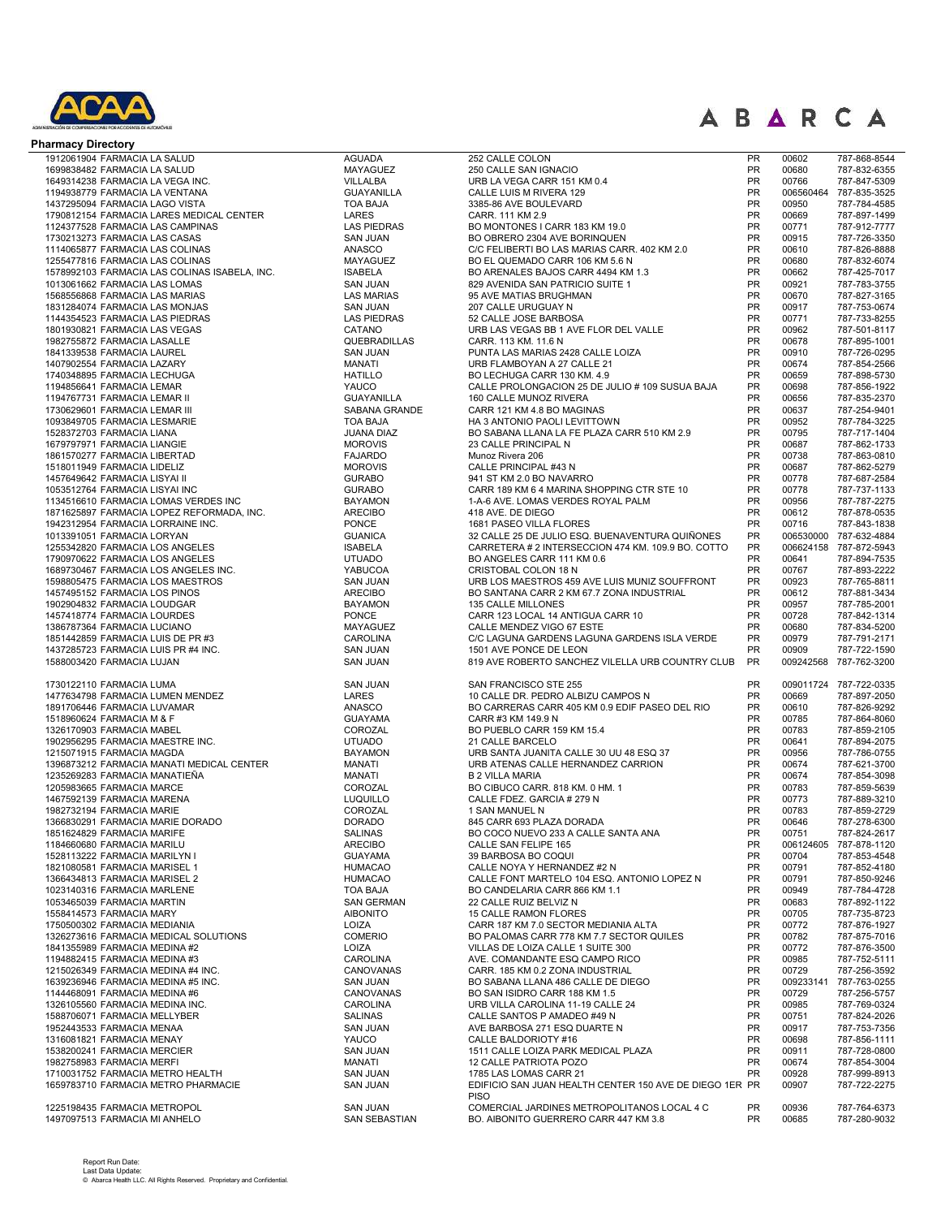**Pharmacy Directory**

| | | | | | |
|---|---|---|---|---|---|
| 1912061904 FARMACIA LA SALUD | AGUADA | 252 CALLE COLON | PR | 00602 | 787-868-8544 |
| 1699838482 FARMACIA LA SALUD | MAYAGUEZ | 250 CALLE SAN IGNACIO | PR | 00680 | 787-832-6355 |
| 1649314238 FARMACIA LA VEGA INC. | VILLALBA | URB LA VEGA CARR 151 KM 0.4 | PR | 00766 | 787-847-5309 |
| 1194938779 FARMACIA LA VENTANA | GUAYANILLA | CALLE LUIS M RIVERA 129 | PR | 006560464 | 787-835-3525 |
| 1437295094 FARMACIA LAGO VISTA | TOA BAJA | 3385-86 AVE BOULEVARD | PR | 00950 | 787-784-4585 |
| 1790812154 FARMACIA LARES MEDICAL CENTER | LARES | CARR. 111 KM 2.9 | PR | 00669 | 787-897-1499 |
| 1124377528 FARMACIA LAS CAMPINAS | LAS PIEDRAS | BO MONTONES I CARR 183 KM 19.0 | PR | 00771 | 787-912-7777 |
| 1730213273 FARMACIA LAS CASAS | SAN JUAN | BO OBRERO 2304 AVE BORINQUEN | PR | 00915 | 787-726-3350 |
| 1114065877 FARMACIA LAS COLINAS | ANASCO | C/C FELIBERTI BO LAS MARIAS CARR. 402 KM 2.0 | PR | 00610 | 787-826-8888 |
| 1255477816 FARMACIA LAS COLINAS | MAYAGUEZ | BO EL QUEMADO CARR 106 KM 5.6 N | PR | 00680 | 787-832-6074 |
| 1578992103 FARMACIA LAS COLINAS ISABELA, INC. | ISABELA | BO ARENALES BAJOS CARR 4494 KM 1.3 | PR | 00662 | 787-425-7017 |
| 1013061662 FARMACIA LAS LOMAS | SAN JUAN | 829 AVENIDA SAN PATRICIO SUITE 1 | PR | 00921 | 787-783-3755 |
| 1568556868 FARMACIA LAS MARIAS | LAS MARIAS | 95 AVE MATIAS BRUGHMAN | PR | 00670 | 787-827-3165 |
| 1831284074 FARMACIA LAS MONJAS | SAN JUAN | 207 CALLE URUGUAY N | PR | 00917 | 787-753-0674 |
| 1144354523 FARMACIA LAS PIEDRAS | LAS PIEDRAS | 52 CALLE JOSE BARBOSA | PR | 00771 | 787-733-8255 |
| 1801930821 FARMACIA LAS VEGAS | CATANO | URB LAS VEGAS BB 1 AVE FLOR DEL VALLE | PR | 00962 | 787-501-8117 |
| 1982755872 FARMACIA LASALLE | QUEBRADILLAS | CARR. 113 KM. 11.6 N | PR | 00678 | 787-895-1001 |
| 1841339538 FARMACIA LAUREL | SAN JUAN | PUNTA LAS MARIAS 2428 CALLE LOIZA | PR | 00910 | 787-726-0295 |
| 1407902554 FARMACIA LAZARY | MANATI | URB FLAMBOYAN A 27 CALLE 21 | PR | 00674 | 787-854-2566 |
| 1740348895 FARMACIA LECHUGA | HATILLO | BO LECHUGA CARR 130 KM. 4.9 | PR | 00659 | 787-898-5730 |
| 1194856641 FARMACIA LEMAR | YAUCO | CALLE PROLONGACION 25 DE JULIO # 109 SUSUA BAJA | PR | 00698 | 787-856-1922 |
| 1194767731 FARMACIA LEMAR II | GUAYANILLA | 160 CALLE MUNOZ RIVERA | PR | 00656 | 787-835-2370 |
| 1730629601 FARMACIA LEMAR III | SABANA GRANDE | CARR 121 KM 4.8 BO MAGINAS | PR | 00637 | 787-254-9401 |
| 1093849705 FARMACIA LESMARIE | TOA BAJA | HA 3 ANTONIO PAOLI LEVITTOWN | PR | 00952 | 787-784-3225 |
| 1528372703 FARMACIA LIANA | JUANA DIAZ | BO SABANA LLANA LA FE PLAZA CARR 510 KM 2.9 | PR | 00795 | 787-717-1404 |
| 1679797971 FARMACIA LIANGIE | MOROVIS | 23 CALLE PRINCIPAL N | PR | 00687 | 787-862-1733 |
| 1861570277 FARMACIA LIBERTAD | FAJARDO | Munoz Rivera 206 | PR | 00738 | 787-863-0810 |
| 1518011949 FARMACIA LIDELIZ | MOROVIS | CALLE PRINCIPAL #43 N | PR | 00687 | 787-862-5279 |
| 1457649642 FARMACIA LISYAI II | GURABO | 941 ST KM 2.0 BO NAVARRO | PR | 00778 | 787-687-2584 |
| 1053512764 FARMACIA LISYAI INC | GURABO | CARR 189 KM 6 4 MARINA SHOPPING CTR STE 10 | PR | 00778 | 787-737-1133 |
| 1134516610 FARMACIA LOMAS VERDES INC | BAYAMON | 1-A-6 AVE. LOMAS VERDES ROYAL PALM | PR | 00956 | 787-787-2275 |
| 1871625897 FARMACIA LOPEZ REFORMADA, INC. | ARECIBO | 418 AVE. DE DIEGO | PR | 00612 | 787-878-0535 |
| 1942312954 FARMACIA LORRAINE INC. | PONCE | 1681 PASEO VILLA FLORES | PR | 00716 | 787-843-1838 |
| 1013391051 FARMACIA LORYAN | GUANICA | 32 CALLE 25 DE JULIO ESQ. BUENAVENTURA QUIÑONES | PR | 006530000 | 787-632-4884 |
| 1255342820 FARMACIA LOS ANGELES | ISABELA | CARRETERA # 2 INTERSECCION 474 KM. 109.9 BO. COTTO | PR | 006624158 | 787-872-5943 |
| 1790970622 FARMACIA LOS ANGELES | UTUADO | BO ANGELES CARR 111 KM 0.6 | PR | 00641 | 787-894-7535 |
| 1689730467 FARMACIA LOS ANGELES INC. | YABUCOA | CRISTOBAL COLON 18 N | PR | 00767 | 787-893-2222 |
| 1598805475 FARMACIA LOS MAESTROS | SAN JUAN | URB LOS MAESTROS 459 AVE LUIS MUNIZ SOUFFRONT | PR | 00923 | 787-765-8811 |
| 1457495152 FARMACIA LOS PINOS | ARECIBO | BO SANTANA CARR 2 KM 67.7 ZONA INDUSTRIAL | PR | 00612 | 787-881-3434 |
| 1902904832 FARMACIA LOUDGAR | BAYAMON | 135 CALLE MILLONES | PR | 00957 | 787-785-2001 |
| 1457418774 FARMACIA LOURDES | PONCE | CARR 123 LOCAL 14 ANTIGUA CARR 10 | PR | 00728 | 787-842-1314 |
| 1386787364 FARMACIA LUCIANO | MAYAGUEZ | CALLE MENDEZ VIGO 67 ESTE | PR | 00680 | 787-834-5200 |
| 1851442859 FARMACIA LUIS DE PR #3 | CAROLINA | C/C LAGUNA GARDENS LAGUNA GARDENS ISLA VERDE | PR | 00979 | 787-791-2171 |
| 1437285723 FARMACIA LUIS PR #4 INC. | SAN JUAN | 1501 AVE PONCE DE LEON | PR | 00909 | 787-722-1590 |
| 1588003420 FARMACIA LUJAN | SAN JUAN | 819 AVE ROBERTO SANCHEZ VILELLA URB COUNTRY CLUB | PR | 009242568 | 787-762-3200 |
| 1730122110 FARMACIA LUMA | SAN JUAN | SAN FRANCISCO STE 255 | PR | 009011724 | 787-722-0335 |
| 1477634798 FARMACIA LUMEN MENDEZ | LARES | 10 CALLE DR. PEDRO ALBIZU CAMPOS N | PR | 00669 | 787-897-2050 |
| 1891706446 FARMACIA LUVAMAR | ANASCO | BO CARRERAS CARR 405 KM 0.9 EDIF PASEO DEL RIO | PR | 00610 | 787-826-9292 |
| 1518960624 FARMACIA M & F | GUAYAMA | CARR #3 KM 149.9 N | PR | 00785 | 787-864-8060 |
| 1326170903 FARMACIA MABEL | COROZAL | BO PUEBLO CARR 159 KM 15.4 | PR | 00783 | 787-859-2105 |
| 1902956295 FARMACIA MAESTRE INC. | UTUADO | 21 CALLE BARCELO | PR | 00641 | 787-894-2075 |
| 1215071915 FARMACIA MAGDA | BAYAMON | URB SANTA JUANITA CALLE 30 UU 48 ESQ 37 | PR | 00956 | 787-786-0755 |
| 1396873212 FARMACIA MANATI MEDICAL CENTER | MANATI | URB ATENAS CALLE HERNANDEZ CARRION | PR | 00674 | 787-621-3700 |
| 1235269283 FARMACIA MANATIEÑA | MANATI | B 2 VILLA MARIA | PR | 00674 | 787-854-3098 |
| 1205983665 FARMACIA MARCE | COROZAL | BO CIBUCO CARR. 818 KM. 0 HM. 1 | PR | 00783 | 787-859-5639 |
| 1467592139 FARMACIA MARENA | LUQUILLO | CALLE FDEZ. GARCIA # 279 N | PR | 00773 | 787-889-3210 |
| 1982732194 FARMACIA MARIE | COROZAL | 1 SAN MANUEL N | PR | 00783 | 787-859-2729 |
| 1366830291 FARMACIA MARIE DORADO | DORADO | 845 CARR 693 PLAZA DORADA | PR | 00646 | 787-278-6300 |
| 1851624829 FARMACIA MARIFE | SALINAS | BO COCO NUEVO 233 A CALLE SANTA ANA | PR | 00751 | 787-824-2617 |
| 1184660680 FARMACIA MARILU | ARECIBO | CALLE SAN FELIPE 165 | PR | 006124605 | 787-878-1120 |
| 1528113222 FARMACIA MARILYN I | GUAYAMA | 39 BARBOSA BO COQUI | PR | 00704 | 787-853-4548 |
| 1821080581 FARMACIA MARISEL 1 | HUMACAO | CALLE NOYA Y HERNANDEZ #2 N | PR | 00791 | 787-852-4180 |
| 1366434813 FARMACIA MARISEL 2 | HUMACAO | CALLE FONT MARTELO 104 ESQ. ANTONIO LOPEZ N | PR | 00791 | 787-850-9246 |
| 1023140316 FARMACIA MARLENE | TOA BAJA | BO CANDELARIA CARR 866 KM 1.1 | PR | 00949 | 787-784-4728 |
| 1053465039 FARMACIA MARTIN | SAN GERMAN | 22 CALLE RUIZ BELVIZ N | PR | 00683 | 787-892-1122 |
| 1558414573 FARMACIA MARY | AIBONITO | 15 CALLE RAMON FLORES | PR | 00705 | 787-735-8723 |
| 1750500302 FARMACIA MEDIANIA | LOIZA | CARR 187 KM 7.0 SECTOR MEDIANIA ALTA | PR | 00772 | 787-876-1927 |
| 1326273616 FARMACIA MEDICAL SOLUTIONS | COMERIO | BO PALOMAS CARR 778 KM 7.7 SECTOR QUILES | PR | 00782 | 787-875-7016 |
| 1841355989 FARMACIA MEDINA #2 | LOIZA | VILLAS DE LOIZA CALLE 1 SUITE 300 | PR | 00772 | 787-876-3500 |
| 1194882415 FARMACIA MEDINA #3 | CAROLINA | AVE. COMANDANTE ESQ CAMPO RICO | PR | 00985 | 787-752-5111 |
| 1215026349 FARMACIA MEDINA #4 INC. | CANOVANAS | CARR. 185 KM 0.2 ZONA INDUSTRIAL | PR | 00729 | 787-256-3592 |
| 1639236946 FARMACIA MEDINA #5 INC. | SAN JUAN | BO SABANA LLANA 486 CALLE DE DIEGO | PR | 009233141 | 787-763-0255 |
| 1144468091 FARMACIA MEDINA #6 | CANOVANAS | BO SAN ISIDRO CARR 188 KM 1.5 | PR | 00729 | 787-256-5757 |
| 1326105560 FARMACIA MEDINA INC. | CAROLINA | URB VILLA CAROLINA 11-19 CALLE 24 | PR | 00985 | 787-769-0324 |
| 1588706071 FARMACIA MELLYBER | SALINAS | CALLE SANTOS P AMADEO #49 N | PR | 00751 | 787-824-2026 |
| 1952443533 FARMACIA MENAA | SAN JUAN | AVE BARBOSA 271 ESQ DUARTE N | PR | 00917 | 787-753-7356 |
| 1316081821 FARMACIA MENAY | YAUCO | CALLE BALDORIOTY #16 | PR | 00698 | 787-856-1111 |
| 1538200241 FARMACIA MERCIER | SAN JUAN | 1511 CALLE LOIZA PARK MEDICAL PLAZA | PR | 00911 | 787-728-0800 |
| 1982758983 FARMACIA MERFI | MANATI | 12 CALLE PATRIOTA POZO | PR | 00674 | 787-854-3004 |
| 1710031752 FARMACIA METRO HEALTH | SAN JUAN | 1785 LAS LOMAS CARR 21 | PR | 00928 | 787-999-8913 |
| 1659783710 FARMACIA METRO PHARMACIE | SAN JUAN | EDIFICIO SAN JUAN HEALTH CENTER 150 AVE DE DIEGO 1ER PISO | PR | 00907 | 787-722-2275 |
| 1225198435 FARMACIA METROPOL | SAN JUAN | COMERCIAL JARDINES METROPOLITANOS LOCAL 4 C | PR | 00936 | 787-764-6373 |
| 1497097513 FARMACIA MI ANHELO | SAN SEBASTIAN | BO. AIBONITO GUERRERO CARR 447 KM 3.8 | PR | 00685 | 787-280-9032 |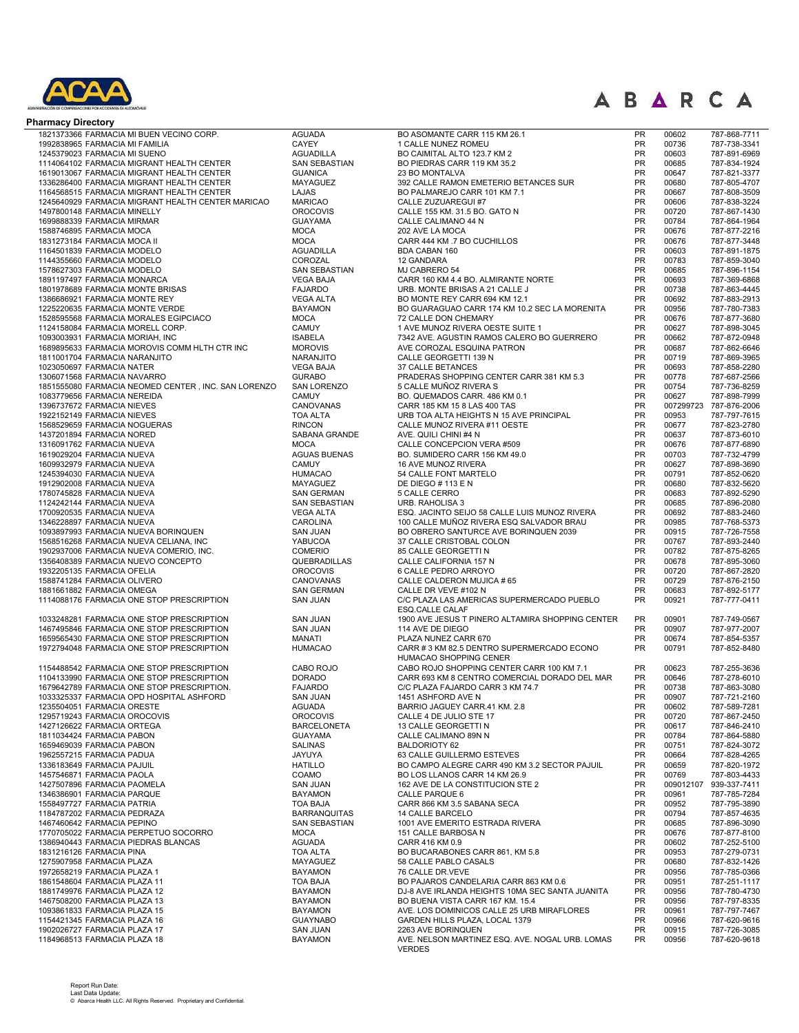**Pharmacy Directory**

| | | | | | |
|---|---|---|---|---|---|
| 1821373366 FARMACIA MI BUEN VECINO CORP. | AGUADA | BO ASOMANTE CARR 115 KM 26.1 | PR | 00602 | 787-868-7711 |
| 1992838965 FARMACIA MI FAMILIA | CAYEY | 1 CALLE NUNEZ ROMEU | PR | 00736 | 787-738-3341 |
| 1245379023 FARMACIA MI SUENO | AGUADILLA | BO CAIMITAL ALTO 123.7 KM 2 | PR | 00603 | 787-891-6969 |
| 1114064102 FARMACIA MIGRANT HEALTH CENTER | SAN SEBASTIAN | BO PIEDRAS CARR 119 KM 35.2 | PR | 00685 | 787-834-1924 |
| 1619013067 FARMACIA MIGRANT HEALTH CENTER | GUANICA | 23 BO MONTALVA | PR | 00647 | 787-821-3377 |
| 1336286400 FARMACIA MIGRANT HEALTH CENTER | MAYAGUEZ | 392 CALLE RAMON EMETERIO BETANCES SUR | PR | 00680 | 787-805-4707 |
| 1164568515 FARMACIA MIGRANT HEALTH CENTER | LAJAS | BO PALMAREJO CARR 101 KM 7.1 | PR | 00667 | 787-808-3509 |
| 1245640929 FARMACIA MIGRANT HEALTH CENTER MARICAO | MARICAO | CALLE ZUZUAREGUI #7 | PR | 00606 | 787-838-3224 |
| 1497800148 FARMACIA MINELLY | OROCOVIS | CALLE 155 KM. 31.5 BO. GATO N | PR | 00720 | 787-867-1430 |
| 1699888339 FARMACIA MIRMAR | GUAYAMA | CALLE CALIMANO 44 N | PR | 00784 | 787-864-1964 |
| 1588746895 FARMACIA MOCA | MOCA | 202 AVE LA MOCA | PR | 00676 | 787-877-2216 |
| 1831273184 FARMACIA MOCA II | MOCA | CARR 444 KM .7 BO CUCHILLOS | PR | 00676 | 787-877-3448 |
| 1164501839 FARMACIA MODELO | AGUADILLA | BDA CABAN 160 | PR | 00603 | 787-891-1875 |
| 1144355660 FARMACIA MODELO | COROZAL | 12 GANDARA | PR | 00783 | 787-859-3040 |
| 1578627303 FARMACIA MODELO | SAN SEBASTIAN | MJ CABRERO 54 | PR | 00685 | 787-896-1154 |
| 1891197497 FARMACIA MONARCA | VEGA BAJA | CARR 160 KM 4.4 BO. ALMIRANTE NORTE | PR | 00693 | 787-369-6868 |
| 1801978689 FARMACIA MONTE BRISAS | FAJARDO | URB. MONTE BRISAS A 21 CALLE J | PR | 00738 | 787-863-4445 |
| 1386686921 FARMACIA MONTE REY | VEGA ALTA | BO MONTE REY CARR 694 KM 12.1 | PR | 00692 | 787-883-2913 |
| 1225220635 FARMACIA MONTE VERDE | BAYAMON | BO GUARAGUAO CARR 174 KM 10.2 SEC LA MORENITA | PR | 00956 | 787-780-7383 |
| 1528595568 FARMACIA MORALES EGIPCIACO | MOCA | 72 CALLE DON CHEMARY | PR | 00676 | 787-877-3680 |
| 1124158084 FARMACIA MORELL CORP. | CAMUY | 1 AVE MUNOZ RIVERA OESTE SUITE 1 | PR | 00627 | 787-898-3045 |
| 1093003931 FARMACIA MORIAH, INC | ISABELA | 7342 AVE. AGUSTIN RAMOS CALERO BO GUERRERO | PR | 00662 | 787-872-0948 |
| 1689895633 FARMACIA MOROVIS COMM HLTH CTR INC | MOROVIS | AVE COROZAL ESQUINA PATRON | PR | 00687 | 787-862-6646 |
| 1811001704 FARMACIA NARANJITO | NARANJITO | CALLE GEORGETTI 139 N | PR | 00719 | 787-869-3965 |
| 1023050697 FARMACIA NATER | VEGA BAJA | 37 CALLE BETANCES | PR | 00693 | 787-858-2280 |
| 1306071568 FARMACIA NAVARRO | GURABO | PRADERAS SHOPPING CENTER CARR 381 KM 5.3 | PR | 00778 | 787-687-2566 |
| 1851555080 FARMACIA NEOMED CENTER , INC. SAN LORENZO | SAN LORENZO | 5 CALLE MUÑOZ RIVERA S | PR | 00754 | 787-736-8259 |
| 1083779656 FARMACIA NEREIDA | CAMUY | BO. QUEMADOS CARR. 486 KM 0.1 | PR | 00627 | 787-898-7999 |
| 1396737672 FARMACIA NIEVES | CANOVANAS | CARR 185 KM 15 8 LAS 400 TAS | PR | 007299723 | 787-876-2006 |
| 1922152149 FARMACIA NIEVES | TOA ALTA | URB TOA ALTA HEIGHTS N 15 AVE PRINCIPAL | PR | 00953 | 787-797-7615 |
| 1568529659 FARMACIA NOGUERAS | RINCON | CALLE MUNOZ RIVERA #11 OESTE | PR | 00677 | 787-823-2780 |
| 1437201894 FARMACIA NORED | SABANA GRANDE | AVE. QUILI CHINI #4 N | PR | 00637 | 787-873-6010 |
| 1316091762 FARMACIA NUEVA | MOCA | CALLE CONCEPCION VERA #509 | PR | 00676 | 787-877-6890 |
| 1619029204 FARMACIA NUEVA | AGUAS BUENAS | BO. SUMIDERO CARR 156 KM 49.0 | PR | 00703 | 787-732-4799 |
| 1609932979 FARMACIA NUEVA | CAMUY | 16 AVE MUNOZ RIVERA | PR | 00627 | 787-898-3690 |
| 1245394030 FARMACIA NUEVA | HUMACAO | 54 CALLE FONT MARTELO | PR | 00791 | 787-852-0620 |
| 1912902008 FARMACIA NUEVA | MAYAGUEZ | DE DIEGO # 113 E N | PR | 00680 | 787-832-5620 |
| 1780745828 FARMACIA NUEVA | SAN GERMAN | 5 CALLE CERRO | PR | 00683 | 787-892-5290 |
| 1124242144 FARMACIA NUEVA | SAN SEBASTIAN | URB. RAHOLISA 3 | PR | 00685 | 787-896-2080 |
| 1700920535 FARMACIA NUEVA | VEGA ALTA | ESQ. JACINTO SEIJO 58 CALLE LUIS MUNOZ RIVERA | PR | 00692 | 787-883-2460 |
| 1346228897 FARMACIA NUEVA | CAROLINA | 100 CALLE MUÑOZ RIVERA ESQ SALVADOR BRAU | PR | 00985 | 787-768-5373 |
| 1093897993 FARMACIA NUEVA BORINQUEN | SAN JUAN | BO OBRERO SANTURCE AVE BORINQUEN 2039 | PR | 00915 | 787-726-7558 |
| 1568516268 FARMACIA NUEVA CELIANA, INC | YABUCOA | 37 CALLE CRISTOBAL COLON | PR | 00767 | 787-893-2440 |
| 1902937006 FARMACIA NUEVA COMERIO, INC. | COMERIO | 85 CALLE GEORGETTI N | PR | 00782 | 787-875-8265 |
| 1356408389 FARMACIA NUEVO CONCEPTO | QUEBRADILLAS | CALLE CALIFORNIA 157 N | PR | 00678 | 787-895-3060 |
| 1932205135 FARMACIA OFELIA | OROCOVIS | 6 CALLE PEDRO ARROYO | PR | 00720 | 787-867-2820 |
| 1588741284 FARMACIA OLIVERO | CANOVANAS | CALLE CALDERON MUJICA # 65 | PR | 00729 | 787-876-2150 |
| 1881661882 FARMACIA OMEGA | SAN GERMAN | CALLE DR VEVE #102 N | PR | 00683 | 787-892-5177 |
| 1114088176 FARMACIA ONE STOP PRESCRIPTION | SAN JUAN | C/C PLAZA LAS AMERICAS SUPERMERCADO PUEBLO ESQ.CALLE CALAF | PR | 00921 | 787-777-0411 |
| 1033248281 FARMACIA ONE STOP PRESCRIPTION | SAN JUAN | 1900 AVE JESUS T PINERO ALTAMIRA SHOPPING CENTER | PR | 00901 | 787-749-0567 |
| 1467495846 FARMACIA ONE STOP PRESCRIPTION | SAN JUAN | 114 AVE DE DIEGO | PR | 00907 | 787-977-2007 |
| 1659565430 FARMACIA ONE STOP PRESCRIPTION | MANATI | PLAZA NUNEZ CARR 670 | PR | 00674 | 787-854-5357 |
| 1972794048 FARMACIA ONE STOP PRESCRIPTION | HUMACAO | CARR # 3 KM 82.5 DENTRO SUPERMERCADO ECONO HUMACAO SHOPPING CENER | PR | 00791 | 787-852-8480 |
| 1154488542 FARMACIA ONE STOP PRESCRIPTION | CABO ROJO | CABO ROJO SHOPPING CENTER CARR 100 KM 7.1 | PR | 00623 | 787-255-3636 |
| 1104133990 FARMACIA ONE STOP PRESCRIPTION | DORADO | CARR 693 KM 8 CENTRO COMERCIAL DORADO DEL MAR | PR | 00646 | 787-278-6010 |
| 1679642789 FARMACIA ONE STOP PRESCRIPTION. | FAJARDO | C/C PLAZA FAJARDO CARR 3 KM 74.7 | PR | 00738 | 787-863-3080 |
| 1033325337 FARMACIA OPD HOSPITAL ASHFORD | SAN JUAN | 1451 ASHFORD AVE N | PR | 00907 | 787-721-2160 |
| 1235504051 FARMACIA ORESTE | AGUADA | BARRIO JAGUEY CARR.41 KM. 2.8 | PR | 00602 | 787-589-7281 |
| 1295719243 FARMACIA OROCOVIS | OROCOVIS | CALLE 4 DE JULIO STE 17 | PR | 00720 | 787-867-2450 |
| 1427126622 FARMACIA ORTEGA | BARCELONETA | 13 CALLE GEORGETTI N | PR | 00617 | 787-846-2410 |
| 1811034424 FARMACIA PABON | GUAYAMA | CALLE CALIMANO 89N N | PR | 00784 | 787-864-5880 |
| 1659469039 FARMACIA PABON | SALINAS | BALDORIOTY 62 | PR | 00751 | 787-824-3072 |
| 1962557215 FARMACIA PADUA | JAYUYA | 63 CALLE GUILLERMO ESTEVES | PR | 00664 | 787-828-4265 |
| 1336183649 FARMACIA PAJUIL | HATILLO | BO CAMPO ALEGRE CARR 490 KM 3.2 SECTOR PAJUIL | PR | 00659 | 787-820-1972 |
| 1457546871 FARMACIA PAOLA | COAMO | BO LOS LLANOS CARR 14 KM 26.9 | PR | 00769 | 787-803-4433 |
| 1427507896 FARMACIA PAOMELA | SAN JUAN | 162 AVE DE LA CONSTITUCION STE 2 | PR | 009012107 | 939-337-7411 |
| 1346386901 FARMACIA PARQUE | BAYAMON | CALLE PARQUE 6 | PR | 00961 | 787-785-7284 |
| 1558497727 FARMACIA PATRIA | TOA BAJA | CARR 866 KM 3.5 SABANA SECA | PR | 00952 | 787-795-3890 |
| 1184787202 FARMACIA PEDRAZA | BARRANQUITAS | 14 CALLE BARCELO | PR | 00794 | 787-857-4635 |
| 1467460642 FARMACIA PEPINO | SAN SEBASTIAN | 1001 AVE EMERITO ESTRADA RIVERA | PR | 00685 | 787-896-3090 |
| 1770705022 FARMACIA PERPETUO SOCORRO | MOCA | 151 CALLE BARBOSA N | PR | 00676 | 787-877-8100 |
| 1386940443 FARMACIA PIEDRAS BLANCAS | AGUADA | CARR 416 KM 0.9 | PR | 00602 | 787-252-5100 |
| 1831216126 FARMACIA PINA | TOA ALTA | BO BUCARABONES CARR 861, KM 5.8 | PR | 00953 | 787-279-0731 |
| 1275907958 FARMACIA PLAZA | MAYAGUEZ | 58 CALLE PABLO CASALS | PR | 00680 | 787-832-1426 |
| 1972658219 FARMACIA PLAZA 1 | BAYAMON | 76 CALLE DR.VEVE | PR | 00956 | 787-785-0366 |
| 1861548604 FARMACIA PLAZA 11 | TOA BAJA | BO PAJAROS CANDELARIA CARR 863 KM 0.6 | PR | 00951 | 787-251-1117 |
| 1881749976 FARMACIA PLAZA 12 | BAYAMON | DJ-8 AVE IRLANDA HEIGHTS 10MA SEC SANTA JUANITA | PR | 00956 | 787-780-4730 |
| 1467508200 FARMACIA PLAZA 13 | BAYAMON | BO BUENA VISTA CARR 167 KM. 15.4 | PR | 00956 | 787-797-8335 |
| 1093861833 FARMACIA PLAZA 15 | BAYAMON | AVE. LOS DOMINICOS CALLE 25 URB MIRAFLORES | PR | 00961 | 787-797-7467 |
| 1154421345 FARMACIA PLAZA 16 | GUAYNABO | GARDEN HILLS PLAZA, LOCAL 1379 | PR | 00966 | 787-620-9616 |
| 1902026727 FARMACIA PLAZA 17 | SAN JUAN | 2263 AVE BORINQUEN | PR | 00915 | 787-726-3085 |
| 1184968513 FARMACIA PLAZA 18 | BAYAMON | AVE. NELSON MARTINEZ ESQ. AVE. NOGAL URB. LOMAS VERDES | PR | 00956 | 787-620-9618 |

Report Run Date:
Last Data Update:
© Abarca Health LLC. All Rights Reserved. Proprietary and Confidential.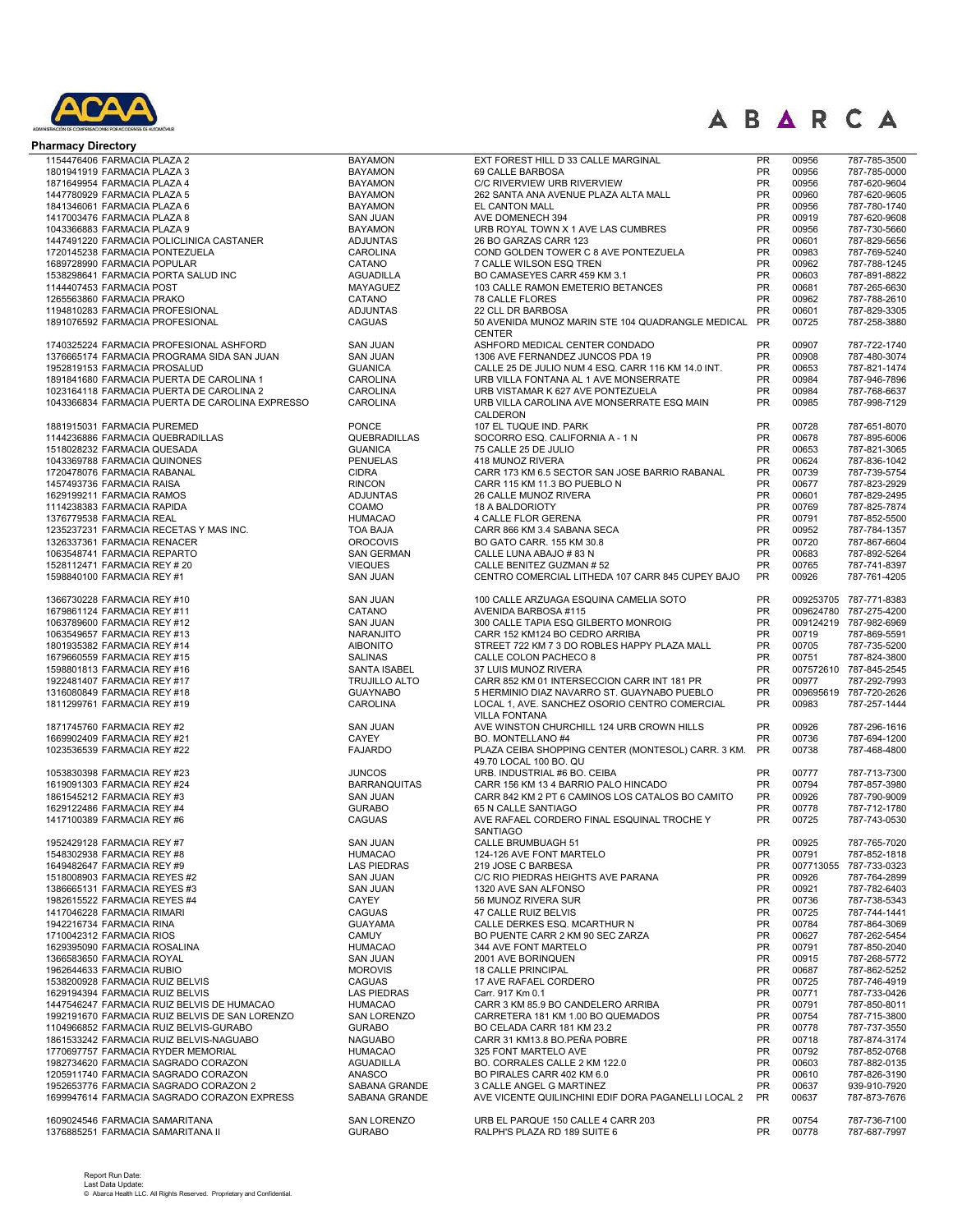## Pharmacy Directory

| | | | | | |
|---|---|---|---|---|---|
| 1154476406 FARMACIA PLAZA 2 | BAYAMON | EXT FOREST HILL D 33 CALLE MARGINAL | PR | 00956 | 787-785-3500 |
| 1801941919 FARMACIA PLAZA 3 | BAYAMON | 69 CALLE BARBOSA | PR | 00956 | 787-785-0000 |
| 1871649954 FARMACIA PLAZA 4 | BAYAMON | C/C RIVERVIEW URB RIVERVIEW | PR | 00956 | 787-620-9604 |
| 1447780929 FARMACIA PLAZA 5 | BAYAMON | 262 SANTA ANA AVENUE PLAZA ALTA MALL | PR | 00960 | 787-620-9605 |
| 1841346061 FARMACIA PLAZA 6 | BAYAMON | EL CANTON MALL | PR | 00956 | 787-780-1740 |
| 1417003476 FARMACIA PLAZA 8 | SAN JUAN | AVE DOMENECH 394 | PR | 00919 | 787-620-9608 |
| 1043366883 FARMACIA PLAZA 9 | BAYAMON | URB ROYAL TOWN X 1 AVE LAS CUMBRES | PR | 00956 | 787-730-5660 |
| 1447491220 FARMACIA POLICLINICA CASTANER | ADJUNTAS | 26 BO GARZAS CARR 123 | PR | 00601 | 787-829-5656 |
| 1720145238 FARMACIA PONTEZUELA | CAROLINA | COND GOLDEN TOWER C 8 AVE PONTEZUELA | PR | 00983 | 787-769-5240 |
| 1689728990 FARMACIA POPULAR | CATANO | 7 CALLE WILSON ESQ TREN | PR | 00962 | 787-788-1245 |
| 1538298641 FARMACIA PORTA SALUD INC | AGUADILLA | BO CAMASEYES CARR 459 KM 3.1 | PR | 00603 | 787-891-8822 |
| 1144407453 FARMACIA POST | MAYAGUEZ | 103 CALLE RAMON EMETERIO BETANCES | PR | 00681 | 787-265-6630 |
| 1265563860 FARMACIA PRAKO | CATANO | 78 CALLE FLORES | PR | 00962 | 787-788-2610 |
| 1194810283 FARMACIA PROFESIONAL | ADJUNTAS | 22 CLL DR BARBOSA | PR | 00601 | 787-829-3305 |
| 1891076592 FARMACIA PROFESIONAL | CAGUAS | 50 AVENIDA MUNOZ MARIN STE 104 QUADRANGLE MEDICAL CENTER | PR | 00725 | 787-258-3880 |
| 1740325224 FARMACIA PROFESIONAL ASHFORD | SAN JUAN | ASHFORD MEDICAL CENTER CONDADO | PR | 00907 | 787-722-1740 |
| 1376665174 FARMACIA PROGRAMA SIDA SAN JUAN | SAN JUAN | 1306 AVE FERNANDEZ JUNCOS PDA 19 | PR | 00908 | 787-480-3074 |
| 1952819153 FARMACIA PROSALUD | GUANICA | CALLE 25 DE JULIO NUM 4 ESQ. CARR 116 KM 14.0 INT. | PR | 00653 | 787-821-1474 |
| 1891841680 FARMACIA PUERTA DE CAROLINA 1 | CAROLINA | URB VILLA FONTANA AL 1 AVE MONSERRATE | PR | 00984 | 787-946-7896 |
| 1023164118 FARMACIA PUERTA DE CAROLINA 2 | CAROLINA | URB VISTAMAR K 627 AVE PONTEZUELA | PR | 00984 | 787-768-6637 |
| 1043366834 FARMACIA PUERTA DE CAROLINA EXPRESSO | CAROLINA | URB VILLA CAROLINA AVE MONSERRATE ESQ MAIN CALDERON | PR | 00985 | 787-998-7129 |
| 1881915031 FARMACIA PUREMED | PONCE | 107 EL TUQUE IND. PARK | PR | 00728 | 787-651-8070 |
| 1144236886 FARMACIA QUEBRADILLAS | QUEBRADILLAS | SOCORRO ESQ. CALIFORNIA A - 1 N | PR | 00678 | 787-895-6006 |
| 1518028232 FARMACIA QUESADA | GUANICA | 75 CALLE 25 DE JULIO | PR | 00653 | 787-821-3065 |
| 1043369788 FARMACIA QUINONES | PENUELAS | 418 MUNOZ RIVERA | PR | 00624 | 787-836-1042 |
| 1720478076 FARMACIA RABANAL | CIDRA | CARR 173 KM 6.5 SECTOR SAN JOSE BARRIO RABANAL | PR | 00739 | 787-739-5754 |
| 1457493736 FARMACIA RAISA | RINCON | CARR 115 KM 11.3 BO PUEBLO N | PR | 00677 | 787-823-2929 |
| 1629199211 FARMACIA RAMOS | ADJUNTAS | 26 CALLE MUNOZ RIVERA | PR | 00601 | 787-829-2495 |
| 1114238383 FARMACIA RAPIDA | COAMO | 18 A BALDORIOTY | PR | 00769 | 787-825-7874 |
| 1376779538 FARMACIA REAL | HUMACAO | 4 CALLE FLOR GERENA | PR | 00791 | 787-852-5500 |
| 1235237231 FARMACIA RECETAS Y MAS INC. | TOA BAJA | CARR 866 KM 3.4 SABANA SECA | PR | 00952 | 787-784-1357 |
| 1326337361 FARMACIA RENACER | OROCOVIS | BO GATO CARR. 155 KM 30.8 | PR | 00720 | 787-867-6604 |
| 1063548741 FARMACIA REPARTO | SAN GERMAN | CALLE LUNA ABAJO # 83 N | PR | 00683 | 787-892-5264 |
| 1528112471 FARMACIA REY # 20 | VIEQUES | CALLE BENITEZ GUZMAN # 52 | PR | 00765 | 787-741-8397 |
| 1598840100 FARMACIA REY #1 | SAN JUAN | CENTRO COMERCIAL LITHEDA 107 CARR 845 CUPEY BAJO | PR | 00926 | 787-761-4205 |
| 1366730228 FARMACIA REY #10 | SAN JUAN | 100 CALLE ARZUAGA ESQUINA CAMELIA SOTO | PR | 009253705 | 787-771-8383 |
| 1679861124 FARMACIA REY #11 | CATANO | AVENIDA BARBOSA #115 | PR | 009624780 | 787-275-4200 |
| 1063789600 FARMACIA REY #12 | SAN JUAN | 300 CALLE TAPIA ESQ GILBERTO MONROIG | PR | 009124219 | 787-982-6969 |
| 1063549657 FARMACIA REY #13 | NARANJITO | CARR 152 KM124 BO CEDRO ARRIBA | PR | 00719 | 787-869-5591 |
| 1801935382 FARMACIA REY #14 | AIBONITO | STREET 722 KM 7 3 DO ROBLES HAPPY PLAZA MALL | PR | 00705 | 787-735-5200 |
| 1679660559 FARMACIA REY #15 | SALINAS | CALLE COLON PACHECO 8 | PR | 00751 | 787-824-3800 |
| 1598801813 FARMACIA REY #16 | SANTA ISABEL | 37 LUIS MUNOZ RIVERA | PR | 007572610 | 787-845-2545 |
| 1922481407 FARMACIA REY #17 | TRUJILLO ALTO | CARR 852 KM 01 INTERSECCION CARR INT 181 PR | PR | 00977 | 787-292-7993 |
| 1316080849 FARMACIA REY #18 | GUAYNABO | 5 HERMINIO DIAZ NAVARRO ST. GUAYNABO PUEBLO | PR | 009695619 | 787-720-2626 |
| 1811299761 FARMACIA REY #19 | CAROLINA | LOCAL 1, AVE. SANCHEZ OSORIO CENTRO COMERCIAL VILLA FONTANA | PR | 00983 | 787-257-1444 |
| 1871745760 FARMACIA REY #2 | SAN JUAN | AVE WINSTON CHURCHILL 124 URB CROWN HILLS | PR | 00926 | 787-296-1616 |
| 1669902409 FARMACIA REY #21 | CAYEY | BO. MONTELLANO #4 | PR | 00736 | 787-694-1200 |
| 1023536539 FARMACIA REY #22 | FAJARDO | PLAZA CEIBA SHOPPING CENTER (MONTESOL) CARR. 3 KM. 49.70 LOCAL 100 BO. QU | PR | 00738 | 787-468-4800 |
| 1053830398 FARMACIA REY #23 | JUNCOS | URB. INDUSTRIAL #6 BO. CEIBA | PR | 00777 | 787-713-7300 |
| 1619091303 FARMACIA REY #24 | BARRANQUITAS | CARR 156 KM 13 4 BARRIO PALO HINCADO | PR | 00794 | 787-857-3980 |
| 1861545212 FARMACIA REY #3 | SAN JUAN | CARR 842 KM 2 PT 6 CAMINOS LOS CATALOS BO CAMITO | PR | 00926 | 787-790-9009 |
| 1629122486 FARMACIA REY #4 | GURABO | 65 N CALLE SANTIAGO | PR | 00778 | 787-712-1780 |
| 1417100389 FARMACIA REY #6 | CAGUAS | AVE RAFAEL CORDERO FINAL ESQUINAL TROCHE Y SANTIAGO | PR | 00725 | 787-743-0530 |
| 1952429128 FARMACIA REY #7 | SAN JUAN | CALLE BRUMBUAGH 51 | PR | 00925 | 787-765-7020 |
| 1548302938 FARMACIA REY #8 | HUMACAO | 124-126 AVE FONT MARTELO | PR | 00791 | 787-852-1818 |
| 1649482647 FARMACIA REY #9 | LAS PIEDRAS | 219 JOSE C BARBESA | PR | 007713055 | 787-733-0323 |
| 1518008903 FARMACIA REYES #2 | SAN JUAN | C/C RIO PIEDRAS HEIGHTS AVE PARANA | PR | 00926 | 787-764-2899 |
| 1386665131 FARMACIA REYES #3 | SAN JUAN | 1320 AVE SAN ALFONSO | PR | 00921 | 787-782-6403 |
| 1982615522 FARMACIA REYES #4 | CAYEY | 56 MUNOZ RIVERA SUR | PR | 00736 | 787-738-5343 |
| 1417046228 FARMACIA RIMARI | CAGUAS | 47 CALLE RUIZ BELVIS | PR | 00725 | 787-744-1441 |
| 1942216734 FARMACIA RINA | GUAYAMA | CALLE DERKES ESQ. MCARTHUR N | PR | 00784 | 787-864-3069 |
| 1710042312 FARMACIA RIOS | CAMUY | BO PUENTE CARR 2 KM 90 SEC ZARZA | PR | 00627 | 787-262-5454 |
| 1629395090 FARMACIA ROSALINA | HUMACAO | 344 AVE FONT MARTELO | PR | 00791 | 787-850-2040 |
| 1366583650 FARMACIA ROYAL | SAN JUAN | 2001 AVE BORINQUEN | PR | 00915 | 787-268-5772 |
| 1962644633 FARMACIA RUBIO | MOROVIS | 18 CALLE PRINCIPAL | PR | 00687 | 787-862-5252 |
| 1538200928 FARMACIA RUIZ BELVIS | CAGUAS | 17 AVE RAFAEL CORDERO | PR | 00725 | 787-746-4919 |
| 1629194394 FARMACIA RUIZ BELVIS | LAS PIEDRAS | Carr. 917 Km 0.1 | PR | 00771 | 787-733-0426 |
| 1447546247 FARMACIA RUIZ BELVIS DE HUMACAO | HUMACAO | CARR 3 KM 85.9 BO CANDELERO ARRIBA | PR | 00791 | 787-850-8011 |
| 1992191670 FARMACIA RUIZ BELVIS DE SAN LORENZO | SAN LORENZO | CARRETERA 181 KM 1.00 BO QUEMADOS | PR | 00754 | 787-715-3800 |
| 1104966852 FARMACIA RUIZ BELVIS-GURABO | GURABO | BO CELADA CARR 181 KM 23.2 | PR | 00778 | 787-737-3550 |
| 1861533242 FARMACIA RUIZ BELVIS-NAGUABO | NAGUABO | CARR 31 KM13.8 BO.PEÑA POBRE | PR | 00718 | 787-874-3174 |
| 1770697757 FARMACIA RYDER MEMORIAL | HUMACAO | 325 FONT MARTELO AVE | PR | 00792 | 787-852-0768 |
| 1982734620 FARMACIA SAGRADO CORAZON | AGUADILLA | BO. CORRALES CALLE 2 KM 122.0 | PR | 00603 | 787-882-0135 |
| 1205911740 FARMACIA SAGRADO CORAZON | ANASCO | BO PIRALES CARR 402 KM 6.0 | PR | 00610 | 787-826-3190 |
| 1952653776 FARMACIA SAGRADO CORAZON 2 | SABANA GRANDE | 3 CALLE ANGEL G MARTINEZ | PR | 00637 | 939-910-7920 |
| 1699947614 FARMACIA SAGRADO CORAZON EXPRESS | SABANA GRANDE | AVE VICENTE QUILINCHINI EDIF DORA PAGANELLI LOCAL 2 | PR | 00637 | 787-873-7676 |
| 1609024546 FARMACIA SAMARITANA | SAN LORENZO | URB EL PARQUE 150 CALLE 4 CARR 203 | PR | 00754 | 787-736-7100 |
| 1376885251 FARMACIA SAMARITANA II | GURABO | RALPH'S PLAZA RD 189 SUITE 6 | PR | 00778 | 787-687-7997 |

Report Run Date:
Last Data Update:
© Abarca Health LLC. All Rights Reserved. Proprietary and Confidential.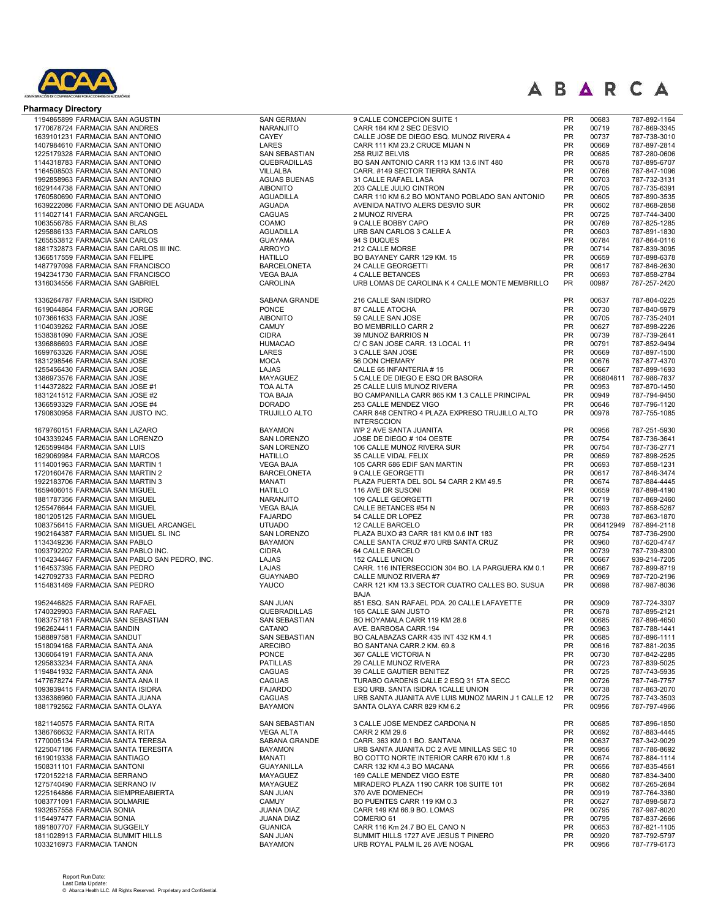**Pharmacy Directory**

| | | | | | |
|---|---|---|---|---|---|
| 1194865899 FARMACIA SAN AGUSTIN | SAN GERMAN | 9 CALLE CONCEPCION SUITE 1 | PR | 00683 | 787-892-1164 |
| 1770678724 FARMACIA SAN ANDRES | NARANJITO | CARR 164 KM 2 SEC DESVIO | PR | 00719 | 787-869-3345 |
| 1639101231 FARMACIA SAN ANTONIO | CAYEY | CALLE JOSE DE DIEGO ESQ. MUNOZ RIVERA 4 | PR | 00737 | 787-738-3010 |
| 1407984610 FARMACIA SAN ANTONIO | LARES | CARR 111 KM 23.2 CRUCE MIJAN N | PR | 00669 | 787-897-2814 |
| 1225179328 FARMACIA SAN ANTONIO | SAN SEBASTIAN | 258 RUIZ BELVIS | PR | 00685 | 787-280-0606 |
| 1144318783 FARMACIA SAN ANTONIO | QUEBRADILLAS | BO SAN ANTONIO CARR 113 KM 13.6 INT 480 | PR | 00678 | 787-895-6707 |
| 1164508503 FARMACIA SAN ANTONIO | VILLALBA | CARR. #149 SECTOR TIERRA SANTA | PR | 00766 | 787-847-1096 |
| 1992858963 FARMACIA SAN ANTONIO | AGUAS BUENAS | 31 CALLE RAFAEL LASA | PR | 00703 | 787-732-3131 |
| 1629144738 FARMACIA SAN ANTONIO | AIBONITO | 203 CALLE JULIO CINTRON | PR | 00705 | 787-735-6391 |
| 1760580690 FARMACIA SAN ANTONIO | AGUADILLA | CARR 110 KM 6.2 BO MONTANO POBLADO SAN ANTONIO | PR | 00605 | 787-890-3535 |
| 1639222086 FARMACIA SAN ANTONIO DE AGUADA | AGUADA | AVENIDA NATIVO ALERS DESVIO SUR | PR | 00602 | 787-868-2858 |
| 1114027141 FARMACIA SAN ARCANGEL | CAGUAS | 2 MUNOZ RIVERA | PR | 00725 | 787-744-3400 |
| 1063556785 FARMACIA SAN BLAS | COAMO | 9 CALLE BOBBY CAPO | PR | 00769 | 787-825-1285 |
| 1295886133 FARMACIA SAN CARLOS | AGUADILLA | URB SAN CARLOS 3 CALLE A | PR | 00603 | 787-891-1830 |
| 1265553812 FARMACIA SAN CARLOS | GUAYAMA | 94 S DUQUES | PR | 00784 | 787-864-0116 |
| 1881732873 FARMACIA SAN CARLOS III INC. | ARROYO | 212 CALLE MORSE | PR | 00714 | 787-839-3095 |
| 1366517559 FARMACIA SAN FELIPE | HATILLO | BO BAYANEY CARR 129 KM. 15 | PR | 00659 | 787-898-6378 |
| 1487797098 FARMACIA SAN FRANCISCO | BARCELONETA | 24 CALLE GEORGETTI | PR | 00617 | 787-846-2630 |
| 1942341730 FARMACIA SAN FRANCISCO | VEGA BAJA | 4 CALLE BETANCES | PR | 00693 | 787-858-2784 |
| 1316034556 FARMACIA SAN GABRIEL | CAROLINA | URB LOMAS DE CAROLINA K 4 CALLE MONTE MEMBRILLO | PR | 00987 | 787-257-2420 |
| 1336264787 FARMACIA SAN ISIDRO | SABANA GRANDE | 216 CALLE SAN ISIDRO | PR | 00637 | 787-804-0225 |
| 1619044864 FARMACIA SAN JORGE | PONCE | 87 CALLE ATOCHA | PR | 00730 | 787-840-5979 |
| 1073661633 FARMACIA SAN JOSE | AIBONITO | 59 CALLE SAN JOSE | PR | 00705 | 787-735-2401 |
| 1104039262 FARMACIA SAN JOSE | CAMUY | BO MEMBRILLO CARR 2 | PR | 00627 | 787-898-2226 |
| 1538381090 FARMACIA SAN JOSE | CIDRA | 39 MUNOZ BARRIOS N | PR | 00739 | 787-739-2641 |
| 1396886693 FARMACIA SAN JOSE | HUMACAO | C/ C SAN JOSE CARR. 13 LOCAL 11 | PR | 00791 | 787-852-9494 |
| 1699763326 FARMACIA SAN JOSE | LARES | 3 CALLE SAN JOSE | PR | 00669 | 787-897-1500 |
| 1831298546 FARMACIA SAN JOSE | MOCA | 56 DON CHEMARY | PR | 00676 | 787-877-4370 |
| 1255456430 FARMACIA SAN JOSE | LAJAS | CALLE 65 INFANTERIA # 15 | PR | 00667 | 787-899-1693 |
| 1386973576 FARMACIA SAN JOSE | MAYAGUEZ | 5 CALLE DE DIEGO E ESQ DR BASORA | PR | 006804811 | 787-986-7837 |
| 1144372822 FARMACIA SAN JOSE #1 | TOA ALTA | 25 CALLE LUIS MUNOZ RIVERA | PR | 00953 | 787-870-1450 |
| 1831241512 FARMACIA SAN JOSE #2 | TOA BAJA | BO CAMPANILLA CARR 865 KM 1.3 CALLE PRINCIPAL | PR | 00949 | 787-794-9450 |
| 1366593329 FARMACIA SAN JOSE #4 | DORADO | 253 CALLE MENDEZ VIGO | PR | 00646 | 787-796-1120 |
| 1790830958 FARMACIA SAN JUSTO INC. | TRUJILLO ALTO | CARR 848 CENTRO 4 PLAZA EXPRESO TRUJILLO ALTO INTERSCCION | PR | 00978 | 787-755-1085 |
| 1679760151 FARMACIA SAN LAZARO | BAYAMON | WP 2 AVE SANTA JUANITA | PR | 00956 | 787-251-5930 |
| 1043339245 FARMACIA SAN LORENZO | SAN LORENZO | JOSE DE DIEGO # 104 OESTE | PR | 00754 | 787-736-3641 |
| 1265599484 FARMACIA SAN LUIS | SAN LORENZO | 106 CALLE MUNOZ RIVERA SUR | PR | 00754 | 787-736-2771 |
| 1629069984 FARMACIA SAN MARCOS | HATILLO | 35 CALLE VIDAL FELIX | PR | 00659 | 787-898-2525 |
| 1114001963 FARMACIA SAN MARTIN 1 | VEGA BAJA | 105 CARR 686 EDIF SAN MARTIN | PR | 00693 | 787-858-1231 |
| 1720160476 FARMACIA SAN MARTIN 2 | BARCELONETA | 9 CALLE GEORGETTI | PR | 00617 | 787-846-3474 |
| 1922183706 FARMACIA SAN MARTIN 3 | MANATI | PLAZA PUERTA DEL SOL 54 CARR 2 KM 49.5 | PR | 00674 | 787-884-4445 |
| 1659406015 FARMACIA SAN MIGUEL | HATILLO | 116 AVE DR SUSONI | PR | 00659 | 787-898-4190 |
| 1881787356 FARMACIA SAN MIGUEL | NARANJITO | 109 CALLE GEORGETTI | PR | 00719 | 787-869-2460 |
| 1255476644 FARMACIA SAN MIGUEL | VEGA BAJA | CALLE BETANCES #54 N | PR | 00693 | 787-858-5267 |
| 1801205125 FARMACIA SAN MIGUEL | FAJARDO | 54 CALLE DR LOPEZ | PR | 00738 | 787-863-1870 |
| 1083756415 FARMACIA SAN MIGUEL ARCANGEL | UTUADO | 12 CALLE BARCELO | PR | 006412949 | 787-894-2118 |
| 1902164387 FARMACIA SAN MIGUEL SL INC | SAN LORENZO | PLAZA BUXO #3 CARR 181 KM 0.6 INT 183 | PR | 00754 | 787-736-2900 |
| 1134349236 FARMACIA SAN PABLO | BAYAMON | CALLE SANTA CRUZ #70 URB SANTA CRUZ | PR | 00960 | 787-620-4747 |
| 1093792202 FARMACIA SAN PABLO INC. | CIDRA | 64 CALLE BARCELO | PR | 00739 | 787-739-8300 |
| 1104234467 FARMACIA SAN PABLO SAN PEDRO, INC. | LAJAS | 152 CALLE UNION | PR | 00667 | 939-214-7205 |
| 1164537395 FARMACIA SAN PEDRO | LAJAS | CARR. 116 INTERSECCION 304 BO. LA PARGUERA KM 0.1 | PR | 00667 | 787-899-8719 |
| 1427092733 FARMACIA SAN PEDRO | GUAYNABO | CALLE MUNOZ RIVERA #7 | PR | 00969 | 787-720-2196 |
| 1154831469 FARMACIA SAN PEDRO | YAUCO | CARR 121 KM 13.3 SECTOR CUATRO CALLES BO. SUSUA BAJA | PR | 00698 | 787-987-8036 |
| 1952446825 FARMACIA SAN RAFAEL | SAN JUAN | 851 ESQ. SAN RAFAEL PDA. 20 CALLE LAFAYETTE | PR | 00909 | 787-724-3307 |
| 1740329903 FARMACIA SAN RAFAEL | QUEBRADILLAS | 165 CALLE SAN JUSTO | PR | 00678 | 787-895-2121 |
| 1083757181 FARMACIA SAN SEBASTIAN | SAN SEBASTIAN | BO HOYAMALA CARR 119 KM 28.6 | PR | 00685 | 787-896-4650 |
| 1962624411 FARMACIA SANDIN | CATANO | AVE. BARBOSA CARR.194 | PR | 00963 | 787-788-1441 |
| 1588897581 FARMACIA SANDUT | SAN SEBASTIAN | BO CALABAZAS CARR 435 INT 432 KM 4.1 | PR | 00685 | 787-896-1111 |
| 1518094168 FARMACIA SANTA ANA | ARECIBO | BO SANTANA CARR.2 KM. 69.8 | PR | 00616 | 787-881-2035 |
| 1306064191 FARMACIA SANTA ANA | PONCE | 367 CALLE VICTORIA N | PR | 00730 | 787-842-2285 |
| 1295833234 FARMACIA SANTA ANA | PATILLAS | 29 CALLE MUNOZ RIVERA | PR | 00723 | 787-839-5025 |
| 1194841932 FARMACIA SANTA ANA | CAGUAS | 39 CALLE GAUTIER BENITEZ | PR | 00725 | 787-743-5935 |
| 1477678274 FARMACIA SANTA ANA II | CAGUAS | TURABO GARDENS CALLE 2 ESQ 31 5TA SECC | PR | 00726 | 787-746-7757 |
| 1093939415 FARMACIA SANTA ISIDRA | FAJARDO | ESQ URB. SANTA ISIDRA 1CALLE UNION | PR | 00738 | 787-863-2070 |
| 1336386960 FARMACIA SANTA JUANA | CAGUAS | URB SANTA JUANITA AVE LUIS MUNOZ MARIN J 1 CALLE 12 | PR | 00725 | 787-743-3503 |
| 1881792562 FARMACIA SANTA OLAYA | BAYAMON | SANTA OLAYA CARR 829 KM 6.2 | PR | 00956 | 787-797-4966 |
| 1821140575 FARMACIA SANTA RITA | SAN SEBASTIAN | 3 CALLE JOSE MENDEZ CARDONA N | PR | 00685 | 787-896-1850 |
| 1386766632 FARMACIA SANTA RITA | VEGA ALTA | CARR 2 KM 29.6 | PR | 00692 | 787-883-4445 |
| 1770005134 FARMACIA SANTA TERESA | SABANA GRANDE | CARR. 363 KM 0.1 BO. SANTANA | PR | 00637 | 787-342-9029 |
| 1225047186 FARMACIA SANTA TERESITA | BAYAMON | URB SANTA JUANITA DC 2 AVE MINILLAS SEC 10 | PR | 00956 | 787-786-8692 |
| 1619019338 FARMACIA SANTIAGO | MANATI | BO COTTO NORTE INTERIOR CARR 670 KM 1.8 | PR | 00674 | 787-884-1114 |
| 1508311101 FARMACIA SANTONI | GUAYANILLA | CARR 132 KM 4.3 BO MACANA | PR | 00656 | 787-835-4561 |
| 1720152218 FARMACIA SERRANO | MAYAGUEZ | 169 CALLE MENDEZ VIGO ESTE | PR | 00680 | 787-834-3400 |
| 1275740490 FARMACIA SERRANO IV | MAYAGUEZ | MIRADERO PLAZA 1190 CARR 108 SUITE 101 | PR | 00682 | 787-265-2684 |
| 1225164866 FARMACIA SIEMPREABIERTA | SAN JUAN | 370 AVE DOMENECH | PR | 00919 | 787-764-3360 |
| 1083771091 FARMACIA SOLMARIE | CAMUY | BO PUENTES CARR 119 KM 0.3 | PR | 00627 | 787-898-5873 |
| 1932657558 FARMACIA SONIA | JUANA DIAZ | CARR 149 KM 66.9 BO. LOMAS | PR | 00795 | 787-987-8020 |
| 1154497477 FARMACIA SONIA | JUANA DIAZ | COMERIO 61 | PR | 00795 | 787-837-2666 |
| 1891807707 FARMACIA SUGGEILY | GUANICA | CARR 116 Km 24.7 BO EL CANO N | PR | 00653 | 787-821-1105 |
| 1811028913 FARMACIA SUMMIT HILLS | SAN JUAN | SUMMIT HILLS 1727 AVE JESUS T PINERO | PR | 00920 | 787-792-5797 |
| 1033216973 FARMACIA TANON | BAYAMON | URB ROYAL PALM IL 26 AVE NOGAL | PR | 00956 | 787-779-6173 |

Report Run Date:
Last Data Update:
© Abarca Health LLC. All Rights Reserved. Proprietary and Confidential.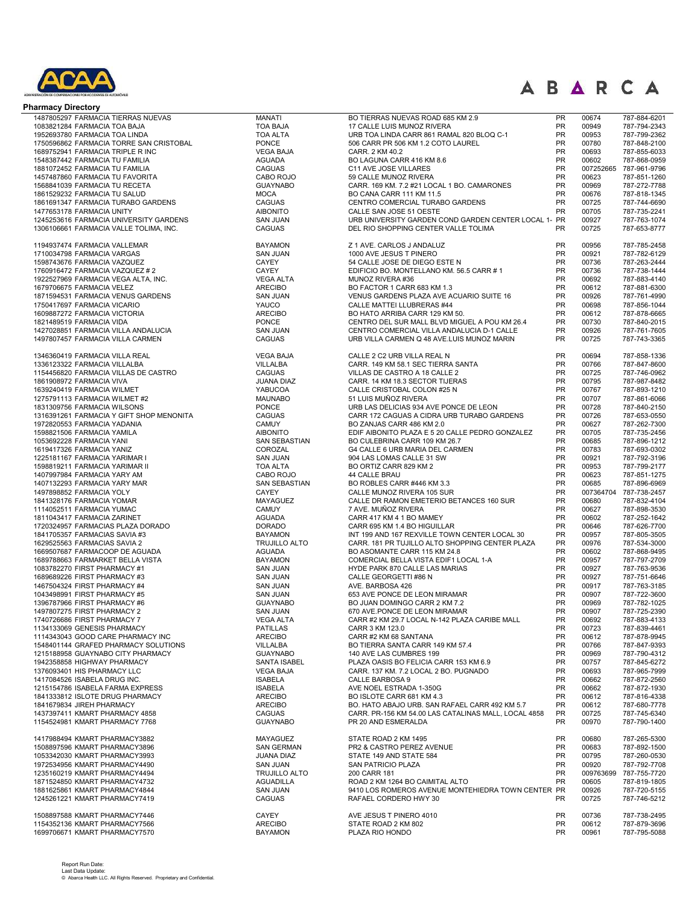**Pharmacy Directory**

| | | | | | |
|---|---|---|---|---|---|
| 1487805297 FARMACIA TIERRAS NUEVAS | MANATI | BO TIERRAS NUEVAS ROAD 685 KM 2.9 | PR | 00674 | 787-884-6201 |
| 1083821284 FARMACIA TOA BAJA | TOA BAJA | 17 CALLE LUIS MUNOZ RIVERA | PR | 00949 | 787-794-2343 |
| 1952693780 FARMACIA TOA LINDA | TOA ALTA | URB TOA LINDA CARR 861 RAMAL 820 BLOQ C-1 | PR | 00953 | 787-799-2362 |
| 1750596862 FARMACIA TORRE SAN CRISTOBAL | PONCE | 506 CARR PR 506 KM 1.2 COTO LAUREL | PR | 00780 | 787-848-2100 |
| 1689752941 FARMACIA TRIPLE R INC | VEGA BAJA | CARR. 2 KM 40.2 | PR | 00693 | 787-855-6033 |
| 1548387442 FARMACIA TU FAMILIA | AGUADA | BO LAGUNA CARR 416 KM 8.6 | PR | 00602 | 787-868-0959 |
| 1881072452 FARMACIA TU FAMILIA | CAGUAS | C11 AVE JOSE VILLARES | PR | 007252665 | 787-961-9796 |
| 1457487860 FARMACIA TU FAVORITA | CABO ROJO | 59 CALLE MUNOZ RIVERA | PR | 00623 | 787-851-1260 |
| 1568841039 FARMACIA TU RECETA | GUAYNABO | CARR. 169 KM. 7.2 #21 LOCAL 1 BO. CAMARONES | PR | 00969 | 787-272-7788 |
| 1861529232 FARMACIA TU SALUD | MOCA | BO CANA CARR 111 KM 11.5 | PR | 00676 | 787-818-1345 |
| 1861691347 FARMACIA TURABO GARDENS | CAGUAS | CENTRO COMERCIAL TURABO GARDENS | PR | 00725 | 787-744-6690 |
| 1477653178 FARMACIA UNITY | AIBONITO | CALLE SAN JOSE 51 OESTE | PR | 00705 | 787-735-2241 |
| 1245253616 FARMACIA UNIVERSITY GARDENS | SAN JUAN | URB UNIVERSITY GARDEN COND GARDEN CENTER LOCAL 1- | PR | 00927 | 787-763-1074 |
| 1306106661 FARMACIA VALLE TOLIMA, INC. | CAGUAS | DEL RIO SHOPPING CENTER VALLE TOLIMA | PR | 00725 | 787-653-8777 |
| 1194937474 FARMACIA VALLEMAR | BAYAMON | Z 1 AVE. CARLOS J ANDALUZ | PR | 00956 | 787-785-2458 |
| 1710034798 FARMACIA VARGAS | SAN JUAN | 1000 AVE JESUS T PINERO | PR | 00921 | 787-782-6129 |
| 1598743676 FARMACIA VAZQUEZ | CAYEY | 54 CALLE JOSE DE DIEGO ESTE N | PR | 00736 | 787-263-2444 |
| 1760916472 FARMACIA VAZQUEZ # 2 | CAYEY | EDIFICIO BO. MONTELLANO KM. 56.5 CARR # 1 | PR | 00736 | 787-738-1444 |
| 1922527969 FARMACIA VEGA ALTA, INC. | VEGA ALTA | MUNOZ RIVERA #36 | PR | 00692 | 787-883-4140 |
| 1679706675 FARMACIA VELEZ | ARECIBO | BO FACTOR 1 CARR 683 KM 1.3 | PR | 00612 | 787-881-6300 |
| 1871594531 FARMACIA VENUS GARDENS | SAN JUAN | VENUS GARDENS PLAZA AVE ACUARIO SUITE 16 | PR | 00926 | 787-761-4990 |
| 1750417697 FARMACIA VICARIO | YAUCO | CALLE MATTEI LLUBRERAS #44 | PR | 00698 | 787-856-1044 |
| 1609887272 FARMACIA VICTORIA | ARECIBO | BO HATO ARRIBA CARR 129 KM 50. | PR | 00612 | 787-878-6665 |
| 1821489519 FARMACIA VIDA | PONCE | CENTRO DEL SUR MALL BLVD MIGUEL A POU KM 26.4 | PR | 00730 | 787-840-2015 |
| 1427028851 FARMACIA VILLA ANDALUCIA | SAN JUAN | CENTRO COMERCIAL VILLA ANDALUCIA D-1 CALLE | PR | 00926 | 787-761-7605 |
| 1497807457 FARMACIA VILLA CARMEN | CAGUAS | URB VILLA CARMEN Q 48 AVE.LUIS MUNOZ MARIN | PR | 00725 | 787-743-3365 |
| 1346360419 FARMACIA VILLA REAL | VEGA BAJA | CALLE 2 C2 URB VILLA REAL N | PR | 00694 | 787-858-1336 |
| 1336123322 FARMACIA VILLALBA | VILLALBA | CARR. 149 KM 58.1 SEC TIERRA SANTA | PR | 00766 | 787-847-8600 |
| 1154456820 FARMACIA VILLAS DE CASTRO | CAGUAS | VILLAS DE CASTRO A 18 CALLE 2 | PR | 00725 | 787-746-0962 |
| 1861908972 FARMACIA VIVA | JUANA DIAZ | CARR. 14 KM 18.3 SECTOR TIJERAS | PR | 00795 | 787-987-8482 |
| 1639240419 FARMACIA WILMET | YABUCOA | CALLE CRISTOBAL COLON #25 N | PR | 00767 | 787-893-1210 |
| 1275791113 FARMACIA WILMET #2 | MAUNABO | 51 LUIS MUÑOZ RIVERA | PR | 00707 | 787-861-6066 |
| 1831309756 FARMACIA WILSONS | PONCE | URB LAS DELICIAS 934 AVE PONCE DE LEON | PR | 00728 | 787-840-2150 |
| 1316391261 FARMACIA Y GIFT SHOP MENONITA | CAGUAS | CARR 172 CAGUAS A CIDRA URB TURABO GARDENS | PR | 00726 | 787-653-0550 |
| 1972820553 FARMACIA YADANIA | CAMUY | BO ZANJAS CARR 486 KM 2.0 | PR | 00627 | 787-262-7300 |
| 1598821506 FARMACIA YAMILA | AIBONITO | EDIF AIBONITO PLAZA E 5 20 CALLE PEDRO GONZALEZ | PR | 00705 | 787-735-2456 |
| 1053692228 FARMACIA YANI | SAN SEBASTIAN | BO CULEBRINA CARR 109 KM 26.7 | PR | 00685 | 787-896-1212 |
| 1619417326 FARMACIA YANIZ | COROZAL | G4 CALLE 6 URB MARIA DEL CARMEN | PR | 00783 | 787-693-0302 |
| 1225181167 FARMACIA YARIMAR I | SAN JUAN | 904 LAS LOMAS CALLE 31 SW | PR | 00921 | 787-792-3196 |
| 1598819211 FARMACIA YARIMAR II | TOA ALTA | BO ORTIZ CARR 829 KM 2 | PR | 00953 | 787-799-2177 |
| 1407997984 FARMACIA YARY AM | CABO ROJO | 44 CALLE BRAU | PR | 00623 | 787-851-1275 |
| 1407132293 FARMACIA YARY MAR | SAN SEBASTIAN | BO ROBLES CARR #446 KM 3.3 | PR | 00685 | 787-896-6969 |
| 1497898852 FARMACIA YOLY | CAYEY | CALLE MUNOZ RIVERA 105 SUR | PR | 007364704 | 787-738-2457 |
| 1841328176 FARMACIA YOMAR | MAYAGUEZ | CALLE DR RAMON EMETERIO BETANCES 160 SUR | PR | 00680 | 787-832-4104 |
| 1114052511 FARMACIA YUMAC | CAMUY | 7 AVE. MUÑOZ RIVERA | PR | 00627 | 787-898-3530 |
| 1811043417 FARMACIA ZARINET | AGUADA | CARR 417 KM 4 1 BO MAMEY | PR | 00602 | 787-252-1642 |
| 1720324957 FARMACIAS PLAZA DORADO | DORADO | CARR 695 KM 1.4 BO HIGUILLAR | PR | 00646 | 787-626-7700 |
| 1841705357 FARMACIAS SAVIA #3 | BAYAMON | INT 199 AND 167 REXVILLE TOWN CENTER LOCAL 30 | PR | 00957 | 787-805-3505 |
| 1629525563 FARMACIAS SAVIA 2 | TRUJILLO ALTO | CARR. 181 PR TUJILLO ALTO SHOPPING CENTER PLAZA | PR | 00976 | 787-534-3000 |
| 1669507687 FARMACOOP DE AGUADA | AGUADA | BO ASOMANTE CARR 115 KM 24.8 | PR | 00602 | 787-868-9495 |
| 1689788663 FARMARKET BELLA VISTA | BAYAMON | COMERCIAL BELLA VISTA EDIF1 LOCAL 1-A | PR | 00957 | 787-797-2709 |
| 1083782270 FIRST PHARMACY #1 | SAN JUAN | HYDE PARK 870 CALLE LAS MARIAS | PR | 00927 | 787-763-9536 |
| 1689689226 FIRST PHARMACY #3 | SAN JUAN | CALLE GEORGETTI #86 N | PR | 00927 | 787-751-6646 |
| 1467504324 FIRST PHARMACY #4 | SAN JUAN | AVE. BARBOSA 426 | PR | 00917 | 787-763-3185 |
| 1043498991 FIRST PHARMACY #5 | SAN JUAN | 653 AVE PONCE DE LEON MIRAMAR | PR | 00907 | 787-722-3600 |
| 1396787966 FIRST PHARMACY #6 | GUAYNABO | BO JUAN DOMINGO CARR 2 KM 7.2 | PR | 00969 | 787-782-1025 |
| 1497807275 FIRST PHARMACY 2 | SAN JUAN | 670 AVE.PONCE DE LEON MIRAMAR | PR | 00907 | 787-725-2390 |
| 1740726686 FIRST PHARMACY 7 | VEGA ALTA | CARR #2 KM 29.7 LOCAL N-142 PLAZA CARIBE MALL | PR | 00692 | 787-883-4133 |
| 1134133069 GENESIS PHARMACY | PATILLAS | CARR 3 KM 123.0 | PR | 00723 | 787-839-4461 |
| 1114343043 GOOD CARE PHARMACY INC | ARECIBO | CARR #2 KM 68 SANTANA | PR | 00612 | 787-878-9945 |
| 1548401144 GRAFED PHARMACY SOLUTIONS | VILLALBA | BO TIERRA SANTA CARR 149 KM 57.4 | PR | 00766 | 787-847-9393 |
| 1215188958 GUAYNABO CITY PHARMACY | GUAYNABO | 140 AVE LAS CUMBRES 199 | PR | 00969 | 787-790-4312 |
| 1942358858 HIGHWAY PHARMACY | SANTA ISABEL | PLAZA OASIS BO FELICIA CARR 153 KM 6.9 | PR | 00757 | 787-845-6272 |
| 1376093401 HIS PHARMACY LLC | VEGA BAJA | CARR. 137 KM. 7.2 LOCAL 2 BO. PUGNADO | PR | 00693 | 787-965-7999 |
| 1417084526 ISABELA DRUG INC. | ISABELA | CALLE BARBOSA 9 | PR | 00662 | 787-872-2560 |
| 1215154786 ISABELA FARMA EXPRESS | ISABELA | AVE NOEL ESTRADA 1-350G | PR | 00662 | 787-872-1930 |
| 1841333812 ISLOTE DRUG PHARMACY | ARECIBO | BO ISLOTE CARR 681 KM 4.3 | PR | 00612 | 787-816-4338 |
| 1841679834 JIREH PHARMACY | ARECIBO | BO. HATO ABAJO URB. SAN RAFAEL CARR 492 KM 5.7 | PR | 00612 | 787-680-7778 |
| 1437397411 KMART PHARMACY 4858 | CAGUAS | CARR. PR-156 KM 54.00 LAS CATALINAS MALL, LOCAL 4858 | PR | 00725 | 787-745-6340 |
| 1154524981 KMART PHARMACY 7768 | GUAYNABO | PR 20 AND ESMERALDA | PR | 00970 | 787-790-1400 |
| 1417988494 KMART PHARMACY3882 | MAYAGUEZ | STATE ROAD 2 KM 1495 | PR | 00680 | 787-265-5300 |
| 1508897596 KMART PHARMACY3896 | SAN GERMAN | PR2 & CASTRO PEREZ AVENUE | PR | 00683 | 787-892-1500 |
| 1053342030 KMART PHARMACY3993 | JUANA DIAZ | STATE 149 AND STATE 584 | PR | 00795 | 787-260-0530 |
| 1972534956 KMART PHARMACY4490 | SAN JUAN | SAN PATRICIO PLAZA | PR | 00920 | 787-792-7708 |
| 1235160219 KMART PHARMACY4494 | TRUJILLO ALTO | 200 CARR 181 | PR | 009763699 | 787-755-7720 |
| 1871524850 KMART PHARMACY4732 | AGUADILLA | ROAD 2 KM 1264 BO CAIMITAL ALTO | PR | 00605 | 787-819-1805 |
| 1881625861 KMART PHARMACY4844 | SAN JUAN | 9410 LOS ROMEROS AVENUE MONTEHIEDRA TOWN CENTER | PR | 00926 | 787-720-5155 |
| 1245261221 KMART PHARMACY7419 | CAGUAS | RAFAEL CORDERO HWY 30 | PR | 00725 | 787-746-5212 |
| 1508897588 KMART PHARMACY7446 | CAYEY | AVE JESUS T PINERO 4010 | PR | 00736 | 787-738-2495 |
| 1154352136 KMART PHARMACY7566 | ARECIBO | STATE ROAD 2 KM 802 | PR | 00612 | 787-879-3696 |
| 1699706671 KMART PHARMACY7570 | BAYAMON | PLAZA RIO HONDO | PR | 00961 | 787-795-5088 |

Report Run Date:
Last Data Update:
© Abarca Health LLC. All Rights Reserved. Proprietary and Confidential.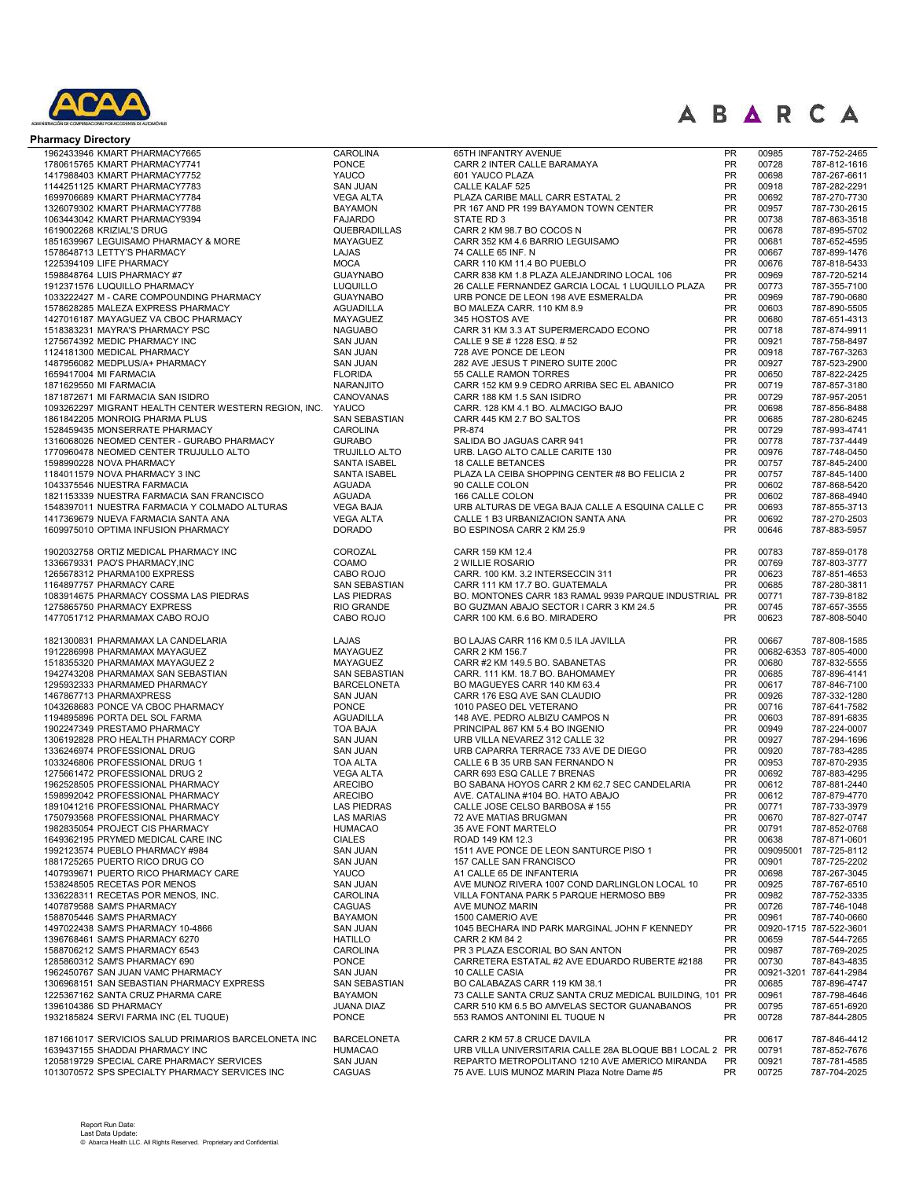**Pharmacy Directory**

| NPI | Pharmacy | City | Address | State | Zip | Phone |
|---|---|---|---|---|---|---|
| 1962433946 | KMART PHARMACY7665 | CAROLINA | 65TH INFANTRY AVENUE | PR | 00985 | 787-752-2465 |
| 1780615765 | KMART PHARMACY7741 | PONCE | CARR 2 INTER CALLE BARAMAYA | PR | 00728 | 787-812-1616 |
| 1417988403 | KMART PHARMACY7752 | YAUCO | 601 YAUCO PLAZA | PR | 00698 | 787-267-6611 |
| 1144251125 | KMART PHARMACY7783 | SAN JUAN | CALLE KALAF 525 | PR | 00918 | 787-282-2291 |
| 1699706689 | KMART PHARMACY7784 | VEGA ALTA | PLAZA CARIBE MALL CARR ESTATAL 2 | PR | 00692 | 787-270-7730 |
| 1326079302 | KMART PHARMACY7788 | BAYAMON | PR 167 AND PR 199 BAYAMON TOWN CENTER | PR | 00957 | 787-730-2615 |
| 1063443042 | KMART PHARMACY9394 | FAJARDO | STATE RD 3 | PR | 00738 | 787-863-3518 |
| 1619002268 | KRIZIAL'S DRUG | QUEBRADILLAS | CARR 2 KM 98.7 BO COCOS N | PR | 00678 | 787-895-5702 |
| 1851639967 | LEGUISAMO PHARMACY & MORE | MAYAGUEZ | CARR 352 KM 4.6 BARRIO LEGUISAMO | PR | 00681 | 787-652-4595 |
| 1578648713 | LETTY'S PHARMACY | LAJAS | 74 CALLE 65 INF. N | PR | 00667 | 787-899-1476 |
| 1225394109 | LIFE PHARMACY | MOCA | CARR 110 KM 11.4 BO PUEBLO | PR | 00676 | 787-818-5433 |
| 1598848764 | LUIS PHARMACY #7 | GUAYNABO | CARR 838 KM 1.8 PLAZA ALEJANDRINO LOCAL 106 | PR | 00969 | 787-720-5214 |
| 1912371576 | LUQUILLO PHARMACY | LUQUILLO | 26 CALLE FERNANDEZ GARCIA LOCAL 1 LUQUILLO PLAZA | PR | 00773 | 787-355-7100 |
| 1033222427 | M - CARE COMPOUNDING PHARMACY | GUAYNABO | URB PONCE DE LEON 198 AVE ESMERALDA | PR | 00969 | 787-790-0680 |
| 1578628285 | MALEZA EXPRESS PHARMACY | AGUADILLA | BO MALEZA CARR. 110 KM 8.9 | PR | 00603 | 787-890-5505 |
| 1427016187 | MAYAGUEZ VA CBOC PHARMACY | MAYAGUEZ | 345 HOSTOS AVE | PR | 00680 | 787-651-4313 |
| 1518383231 | MAYRA'S PHARMACY PSC | NAGUABO | CARR 31 KM 3.3 AT SUPERMERCADO ECONO | PR | 00718 | 787-874-9911 |
| 1275674392 | MEDIC PHARMACY INC | SAN JUAN | CALLE 9 SE # 1228 ESQ. # 52 | PR | 00921 | 787-758-8497 |
| 1124181300 | MEDICAL PHARMACY | SAN JUAN | 728 AVE PONCE DE LEON | PR | 00918 | 787-767-3263 |
| 1487956082 | MEDPLUS/A+ PHARMACY | SAN JUAN | 282 AVE JESUS T PINERO SUITE 200C | PR | 00927 | 787-523-2900 |
| 1659417004 | MI FARMACIA | FLORIDA | 55 CALLE RAMON TORRES | PR | 00650 | 787-822-2425 |
| 1871629550 | MI FARMACIA | NARANJITO | CARR 152 KM 9.9 CEDRO ARRIBA SEC EL ABANICO | PR | 00719 | 787-857-3180 |
| 1871872671 | MI FARMACIA SAN ISIDRO | CANOVANAS | CARR 188 KM 1.5 SAN ISIDRO | PR | 00729 | 787-957-2051 |
| 1093262297 | MIGRANT HEALTH CENTER WESTERN REGION, INC. | YAUCO | CARR. 128 KM 4.1 BO. ALMACIGO BAJO | PR | 00698 | 787-856-8488 |
| 1861842205 | MONROIG PHARMA PLUS | SAN SEBASTIAN | CARR 445 KM 2.7 BO SALTOS | PR | 00685 | 787-280-6245 |
| 1528459435 | MONSERRATE PHARMACY | CAROLINA | PR-874 | PR | 00729 | 787-993-4741 |
| 1316068026 | NEOMED CENTER - GURABO PHARMACY | GURABO | SALIDA BO JAGUAS CARR 941 | PR | 00778 | 787-737-4449 |
| 1770960478 | NEOMED CENTER TRUJULLO ALTO | TRUJILLO ALTO | URB. LAGO ALTO CALLE CARITE 130 | PR | 00976 | 787-748-0450 |
| 1598990228 | NOVA PHARMACY | SANTA ISABEL | 18 CALLE BETANCES | PR | 00757 | 787-845-2400 |
| 1184011579 | NOVA PHARMACY 3 INC | SANTA ISABEL | PLAZA LA CEIBA SHOPPING CENTER #8 BO FELICIA 2 | PR | 00757 | 787-845-1400 |
| 1043375546 | NUESTRA FARMACIA | AGUADA | 90 CALLE COLON | PR | 00602 | 787-868-5420 |
| 1821153339 | NUESTRA FARMACIA SAN FRANCISCO | AGUADA | 166 CALLE COLON | PR | 00602 | 787-868-4940 |
| 1548397011 | NUESTRA FARMACIA Y COLMADO ALTURAS | VEGA BAJA | URB ALTURAS DE VEGA BAJA CALLE A ESQUINA CALLE C | PR | 00693 | 787-855-3713 |
| 1417369679 | NUEVA FARMACIA SANTA ANA | VEGA ALTA | CALLE 1 B3 URBANIZACION SANTA ANA | PR | 00692 | 787-270-2503 |
| 1609975010 | OPTIMA INFUSION PHARMACY | DORADO | BO ESPINOSA CARR 2 KM 25.9 | PR | 00646 | 787-883-5957 |
| 1902032758 | ORTIZ MEDICAL PHARMACY INC | COROZAL | CARR 159 KM 12.4 | PR | 00783 | 787-859-0178 |
| 1336679331 | PAO'S PHARMACY,INC | COAMO | 2 WILLIE ROSARIO | PR | 00769 | 787-803-3777 |
| 1265678312 | PHARMA100 EXPRESS | CABO ROJO | CARR. 100 KM. 3.2 INTERSECCIN 311 | PR | 00623 | 787-851-4653 |
| 1164897757 | PHARMACY CARE | SAN SEBASTIAN | CARR 111 KM 17.7 BO. GUATEMALA | PR | 00685 | 787-280-3811 |
| 1083914675 | PHARMACY COSSMA LAS PIEDRAS | LAS PIEDRAS | BO. MONTONES CARR 183 RAMAL 9939 PARQUE INDUSTRIAL | PR | 00771 | 787-739-8182 |
| 1275865750 | PHARMACY EXPRESS | RIO GRANDE | BO GUZMAN ABAJO SECTOR I CARR 3 KM 24.5 | PR | 00745 | 787-657-3555 |
| 1477051712 | PHARMAMAX CABO ROJO | CABO ROJO | CARR 100 KM. 6.6 BO. MIRADERO | PR | 00623 | 787-808-5040 |
| 1821300831 | PHARMAMAX LA CANDELARIA | LAJAS | BO LAJAS CARR 116 KM 0.5 ILA JAVILLA | PR | 00667 | 787-808-1585 |
| 1912286998 | PHARMAMAX MAYAGUEZ | MAYAGUEZ | CARR 2 KM 156.7 | PR | 00682-6353 | 787-805-4000 |
| 1518355320 | PHARMAMAX MAYAGUEZ 2 | MAYAGUEZ | CARR #2 KM 149.5 BO. SABANETAS | PR | 00680 | 787-832-5555 |
| 1942743208 | PHARMAMAX SAN SEBASTIAN | SAN SEBASTIAN | CARR. 111 KM. 18.7 BO. BAHOMAMEY | PR | 00685 | 787-896-4141 |
| 1295932333 | PHARMAMED PHARMACY | BARCELONETA | BO MAGUEYES CARR 140 KM 63.4 | PR | 00617 | 787-846-7100 |
| 1467867713 | PHARMAXPRESS | SAN JUAN | CARR 176 ESQ AVE SAN CLAUDIO | PR | 00926 | 787-332-1280 |
| 1043268683 | PONCE VA CBOC PHARMACY | PONCE | 1010 PASEO DEL VETERANO | PR | 00716 | 787-641-7582 |
| 1194895896 | PORTA DEL SOL FARMA | AGUADILLA | 148 AVE. PEDRO ALBIZU CAMPOS N | PR | 00603 | 787-891-6835 |
| 1902247349 | PRESTAMO PHARMACY | TOA BAJA | PRINCIPAL 867 KM 5.4 BO INGENIO | PR | 00949 | 787-224-0007 |
| 1306192828 | PRO HEALTH PHARMACY CORP | SAN JUAN | URB VILLA NEVAREZ 312 CALLE 32 | PR | 00927 | 787-294-1696 |
| 1336246974 | PROFESSIONAL DRUG | SAN JUAN | URB CAPARRA TERRACE 733 AVE DE DIEGO | PR | 00920 | 787-783-4285 |
| 1033246806 | PROFESSIONAL DRUG 1 | TOA ALTA | CALLE 6 B 35 URB SAN FERNANDO N | PR | 00953 | 787-870-2935 |
| 1275661472 | PROFESSIONAL DRUG 2 | VEGA ALTA | CARR 693 ESQ CALLE 7 BRENAS | PR | 00692 | 787-883-4295 |
| 1962528505 | PROFESSIONAL PHARMACY | ARECIBO | BO SABANA HOYOS CARR 2 KM 62.7 SEC CANDELARIA | PR | 00612 | 787-881-2440 |
| 1598992042 | PROFESSIONAL PHARMACY | ARECIBO | AVE. CATALINA #104 BO. HATO ABAJO | PR | 00612 | 787-879-4770 |
| 1891041216 | PROFESSIONAL PHARMACY | LAS PIEDRAS | CALLE JOSE CELSO BARBOSA # 155 | PR | 00771 | 787-733-3979 |
| 1750793568 | PROFESSIONAL PHARMACY | LAS MARIAS | 72 AVE MATIAS BRUGMAN | PR | 00670 | 787-827-0747 |
| 1982835054 | PROJECT CIS PHARMACY | HUMACAO | 35 AVE FONT MARTELO | PR | 00791 | 787-852-0768 |
| 1649362195 | PRYMED MEDICAL CARE INC | CIALES | ROAD 149 KM 12.3 | PR | 00638 | 787-871-0601 |
| 1992123574 | PUEBLO PHARMACY #984 | SAN JUAN | 1511 AVE PONCE DE LEON SANTURCE PISO 1 | PR | 009095001 | 787-725-8112 |
| 1881725265 | PUERTO RICO DRUG CO | SAN JUAN | 157 CALLE SAN FRANCISCO | PR | 00901 | 787-725-2202 |
| 1407939671 | PUERTO RICO PHARMACY CARE | YAUCO | A1 CALLE 65 DE INFANTERIA | PR | 00698 | 787-267-3045 |
| 1538248505 | RECETAS POR MENOS | SAN JUAN | AVE MUNOZ RIVERA 1007 COND DARLINGLON LOCAL 10 | PR | 00925 | 787-767-6510 |
| 1336228311 | RECETAS POR MENOS, INC. | CAROLINA | VILLA FONTANA PARK 5 PARQUE HERMOSO BB9 | PR | 00982 | 787-752-3335 |
| 1407879588 | SAM'S PHARMACY | CAGUAS | AVE MUNOZ MARIN | PR | 00726 | 787-746-1048 |
| 1588705446 | SAM'S PHARMACY | BAYAMON | 1500 CAMERIO AVE | PR | 00961 | 787-740-0660 |
| 1497022438 | SAM'S PHARMACY 10-4866 | SAN JUAN | 1045 BECHARA IND PARK MARGINAL JOHN F KENNEDY | PR | 00920-1715 | 787-522-3601 |
| 1396768461 | SAM'S PHARMACY 6270 | HATILLO | CARR 2 KM 84 2 | PR | 00659 | 787-544-7265 |
| 1588706212 | SAM'S PHARMACY 6543 | CAROLINA | PR 3 PLAZA ESCORIAL BO SAN ANTON | PR | 00987 | 787-769-2025 |
| 1285860312 | SAM'S PHARMACY 690 | PONCE | CARRETERA ESTATAL #2 AVE EDUARDO RUBERTE #2188 | PR | 00730 | 787-843-4835 |
| 1962450767 | SAN JUAN VAMC PHARMACY | SAN JUAN | 10 CALLE CASIA | PR | 00921-3201 | 787-641-2984 |
| 1306968151 | SAN SEBASTIAN PHARMACY EXPRESS | SAN SEBASTIAN | BO CALABAZAS CARR 119 KM 38.1 | PR | 00685 | 787-896-4747 |
| 1225367162 | SANTA CRUZ PHARMA CARE | BAYAMON | 73 CALLE SANTA CRUZ SANTA CRUZ MEDICAL BUILDING, 101 | PR | 00961 | 787-798-4646 |
| 1396104386 | SD PHARMACY | JUANA DIAZ | CARR 510 KM 6.5 BO AMVELAS SECTOR GUANABANOS | PR | 00795 | 787-651-6920 |
| 1932185824 | SERVI FARMA INC (EL TUQUE) | PONCE | 553 RAMOS ANTONINI EL TUQUE N | PR | 00728 | 787-844-2805 |
| 1871661017 | SERVICIOS SALUD PRIMARIOS BARCELONETA INC | BARCELONETA | CARR 2 KM 57.8 CRUCE DAVILA | PR | 00617 | 787-846-4412 |
| 1639437155 | SHADDAI PHARMACY INC | HUMACAO | URB VILLA UNIVERSITARIA CALLE 28A BLOQUE BB1 LOCAL 2 | PR | 00791 | 787-852-7676 |
| 1205819729 | SPECIAL CARE PHARMACY SERVICES | SAN JUAN | REPARTO METROPOLITANO 1210 AVE AMERICO MIRANDA | PR | 00921 | 787-781-4585 |
| 1013070572 | SPS SPECIALTY PHARMACY SERVICES INC | CAGUAS | 75 AVE. LUIS MUNOZ MARIN Plaza Notre Dame #5 | PR | 00725 | 787-704-2025 |

Report Run Date:
Last Data Update:
© Abarca Health LLC. All Rights Reserved. Proprietary and Confidential.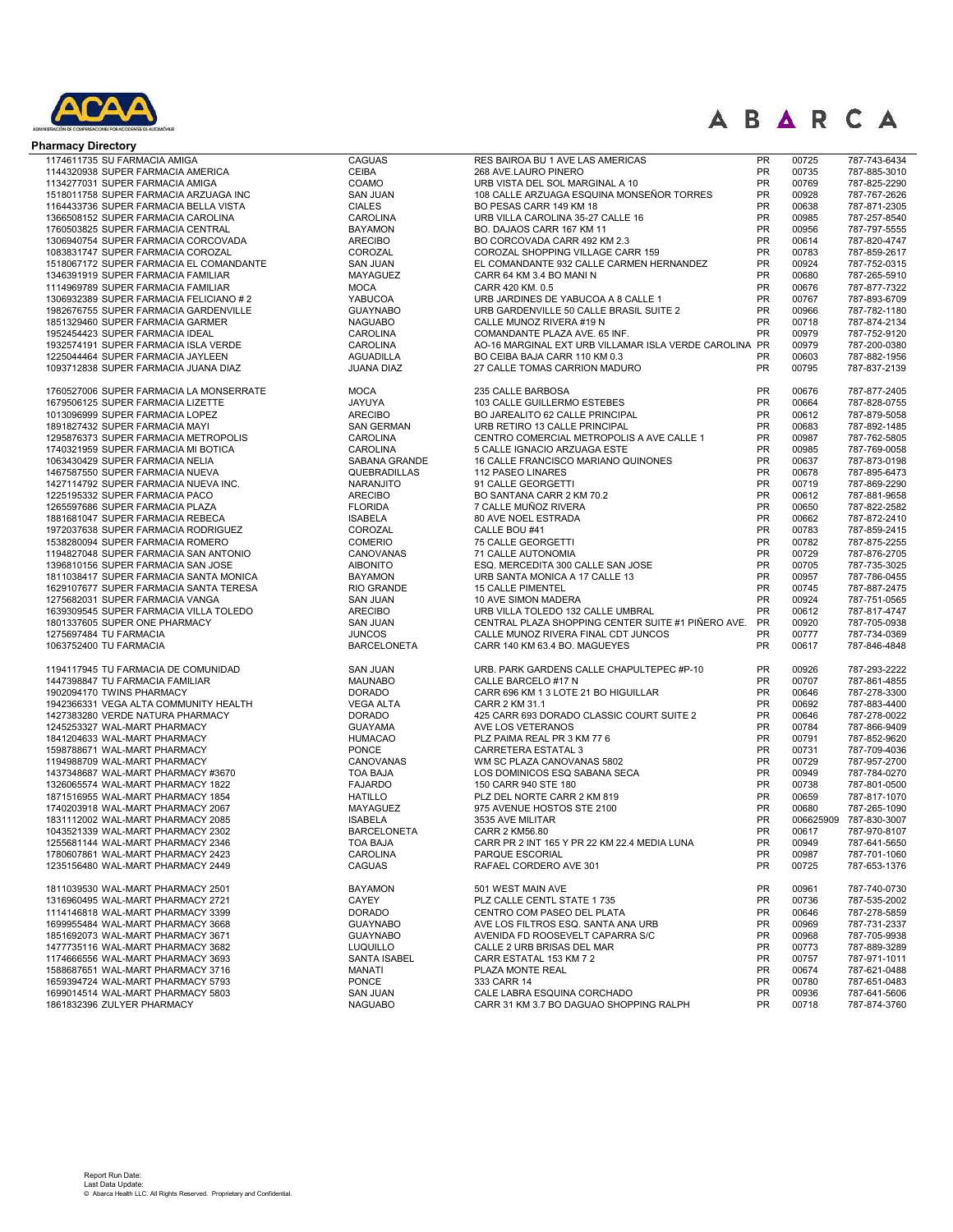**Pharmacy Directory**

| | | | | | |
|---|---|---|---|---|---|
| 1174611735 SU FARMACIA AMIGA | CAGUAS | RES BAIROA BU 1 AVE LAS AMERICAS | PR | 00725 | 787-743-6434 |
| 1144320938 SUPER FARMACIA AMERICA | CEIBA | 268 AVE.LAURO PINERO | PR | 00735 | 787-885-3010 |
| 1134277031 SUPER FARMACIA AMIGA | COAMO | URB VISTA DEL SOL MARGINAL A 10 | PR | 00769 | 787-825-2290 |
| 1518011758 SUPER FARMACIA ARZUAGA INC | SAN JUAN | 108 CALLE ARZUAGA ESQUINA MONSEÑOR TORRES | PR | 00928 | 787-767-2626 |
| 1164433736 SUPER FARMACIA BELLA VISTA | CIALES | BO PESAS CARR 149 KM 18 | PR | 00638 | 787-871-2305 |
| 1366508152 SUPER FARMACIA CAROLINA | CAROLINA | URB VILLA CAROLINA 35-27 CALLE 16 | PR | 00985 | 787-257-8540 |
| 1760503825 SUPER FARMACIA CENTRAL | BAYAMON | BO. DAJAOS CARR 167 KM 11 | PR | 00956 | 787-797-5555 |
| 1306940754 SUPER FARMACIA CORCOVADA | ARECIBO | BO CORCOVADA CARR 492 KM 2.3 | PR | 00614 | 787-820-4747 |
| 1083831747 SUPER FARMACIA COROZAL | COROZAL | COROZAL SHOPPING VILLAGE CARR 159 | PR | 00783 | 787-859-2617 |
| 1518067172 SUPER FARMACIA EL COMANDANTE | SAN JUAN | EL COMANDANTE 932 CALLE CARMEN HERNANDEZ | PR | 00924 | 787-752-0315 |
| 1346391919 SUPER FARMACIA FAMILIAR | MAYAGUEZ | CARR 64 KM 3.4 BO MANI N | PR | 00680 | 787-265-5910 |
| 1114969789 SUPER FARMACIA FAMILIAR | MOCA | CARR 420 KM. 0.5 | PR | 00676 | 787-877-7322 |
| 1306932389 SUPER FARMACIA FELICIANO # 2 | YABUCOA | URB JARDINES DE YABUCOA A 8 CALLE 1 | PR | 00767 | 787-893-6709 |
| 1982676755 SUPER FARMACIA GARDENVILLE | GUAYNABO | URB GARDENVILLE 50 CALLE BRASIL SUITE 2 | PR | 00966 | 787-782-1180 |
| 1851329460 SUPER FARMACIA GARMER | NAGUABO | CALLE MUNOZ RIVERA #19 N | PR | 00718 | 787-874-2134 |
| 1952454423 SUPER FARMACIA IDEAL | CAROLINA | COMANDANTE PLAZA AVE. 65 INF. | PR | 00979 | 787-752-9120 |
| 1932574191 SUPER FARMACIA ISLA VERDE | CAROLINA | AO-16 MARGINAL EXT URB VILLAMAR ISLA VERDE CAROLINA | PR | 00979 | 787-200-0380 |
| 1225044464 SUPER FARMACIA JAYLEEN | AGUADILLA | BO CEIBA BAJA CARR 110 KM 0.3 | PR | 00603 | 787-882-1956 |
| 1093712838 SUPER FARMACIA JUANA DIAZ | JUANA DIAZ | 27 CALLE TOMAS CARRION MADURO | PR | 00795 | 787-837-2139 |
| 1760527006 SUPER FARMACIA LA MONSERRATE | MOCA | 235 CALLE BARBOSA | PR | 00676 | 787-877-2405 |
| 1679506125 SUPER FARMACIA LIZETTE | JAYUYA | 103 CALLE GUILLERMO ESTEBES | PR | 00664 | 787-828-0755 |
| 1013096999 SUPER FARMACIA LOPEZ | ARECIBO | BO JAREALITO 62 CALLE PRINCIPAL | PR | 00612 | 787-879-5058 |
| 1891827432 SUPER FARMACIA MAYI | SAN GERMAN | URB RETIRO 13 CALLE PRINCIPAL | PR | 00683 | 787-892-1485 |
| 1295876373 SUPER FARMACIA METROPOLIS | CAROLINA | CENTRO COMERCIAL METROPOLIS A AVE CALLE 1 | PR | 00987 | 787-762-5805 |
| 1740321959 SUPER FARMACIA MI BOTICA | CAROLINA | 5 CALLE IGNACIO ARZUAGA ESTE | PR | 00985 | 787-769-0058 |
| 1063430429 SUPER FARMACIA NELIA | SABANA GRANDE | 16 CALLE FRANCISCO MARIANO QUINONES | PR | 00637 | 787-873-0198 |
| 1467587550 SUPER FARMACIA NUEVA | QUEBRADILLAS | 112 PASEO LINARES | PR | 00678 | 787-895-6473 |
| 1427114792 SUPER FARMACIA NUEVA INC. | NARANJITO | 91 CALLE GEORGETTI | PR | 00719 | 787-869-2290 |
| 1225195332 SUPER FARMACIA PACO | ARECIBO | BO SANTANA CARR 2 KM 70.2 | PR | 00612 | 787-881-9658 |
| 1265597686 SUPER FARMACIA PLAZA | FLORIDA | 7 CALLE MUÑOZ RIVERA | PR | 00650 | 787-822-2582 |
| 1881681047 SUPER FARMACIA REBECA | ISABELA | 80 AVE NOEL ESTRADA | PR | 00662 | 787-872-2410 |
| 1972037638 SUPER FARMACIA RODRIGUEZ | COROZAL | CALLE BOU #41 | PR | 00783 | 787-859-2415 |
| 1538280094 SUPER FARMACIA ROMERO | COMERIO | 75 CALLE GEORGETTI | PR | 00782 | 787-875-2255 |
| 1194827048 SUPER FARMACIA SAN ANTONIO | CANOVANAS | 71 CALLE AUTONOMIA | PR | 00729 | 787-876-2705 |
| 1396810156 SUPER FARMACIA SAN JOSE | AIBONITO | ESQ. MERCEDITA 300 CALLE SAN JOSE | PR | 00705 | 787-735-3025 |
| 1811038417 SUPER FARMACIA SANTA MONICA | BAYAMON | URB SANTA MONICA A 17 CALLE 13 | PR | 00957 | 787-786-0455 |
| 1629107677 SUPER FARMACIA SANTA TERESA | RIO GRANDE | 15 CALLE PIMENTEL | PR | 00745 | 787-887-2475 |
| 1275682031 SUPER FARMACIA VANGA | SAN JUAN | 10 AVE SIMON MADERA | PR | 00924 | 787-751-0565 |
| 1639309545 SUPER FARMACIA VILLA TOLEDO | ARECIBO | URB VILLA TOLEDO 132 CALLE UMBRAL | PR | 00612 | 787-817-4747 |
| 1801337605 SUPER ONE PHARMACY | SAN JUAN | CENTRAL PLAZA SHOPPING CENTER SUITE #1 PIÑERO AVE. | PR | 00920 | 787-705-0938 |
| 1275697484 TU FARMACIA | JUNCOS | CALLE MUNOZ RIVERA FINAL CDT JUNCOS | PR | 00777 | 787-734-0369 |
| 1063752400 TU FARMACIA | BARCELONETA | CARR 140 KM 63.4 BO. MAGUEYES | PR | 00617 | 787-846-4848 |
| 1194117945 TU FARMACIA DE COMUNIDAD | SAN JUAN | URB. PARK GARDENS CALLE CHAPULTEPEC #P-10 | PR | 00926 | 787-293-2222 |
| 1447398847 TU FARMACIA FAMILIAR | MAUNABO | CALLE BARCELO #17 N | PR | 00707 | 787-861-4855 |
| 1902094170 TWINS PHARMACY | DORADO | CARR 696 KM 1 3 LOTE 21 BO HIGUILLAR | PR | 00646 | 787-278-3300 |
| 1942366331 VEGA ALTA COMMUNITY HEALTH | VEGA ALTA | CARR 2 KM 31.1 | PR | 00692 | 787-883-4400 |
| 1427383280 VERDE NATURA PHARMACY | DORADO | 425 CARR 693 DORADO CLASSIC COURT SUITE 2 | PR | 00646 | 787-278-0022 |
| 1245253327 WAL-MART PHARMACY | GUAYAMA | AVE LOS VETERANOS | PR | 00784 | 787-866-9409 |
| 1841204633 WAL-MART PHARMACY | HUMACAO | PLZ PAIMA REAL PR 3 KM 77 6 | PR | 00791 | 787-852-9620 |
| 1598788671 WAL-MART PHARMACY | PONCE | CARRETERA ESTATAL 3 | PR | 00731 | 787-709-4036 |
| 1194988709 WAL-MART PHARMACY | CANOVANAS | WM SC PLAZA CANOVANAS 5802 | PR | 00729 | 787-957-2700 |
| 1437348687 WAL-MART PHARMACY #3670 | TOA BAJA | LOS DOMINICOS ESQ SABANA SECA | PR | 00949 | 787-784-0270 |
| 1326065574 WAL-MART PHARMACY 1822 | FAJARDO | 150 CARR 940 STE 180 | PR | 00738 | 787-801-0500 |
| 1871516955 WAL-MART PHARMACY 1854 | HATILLO | PLZ DEL NORTE CARR 2 KM 819 | PR | 00659 | 787-817-1070 |
| 1740203918 WAL-MART PHARMACY 2067 | MAYAGUEZ | 975 AVENUE HOSTOS STE 2100 | PR | 00680 | 787-265-1090 |
| 1831112002 WAL-MART PHARMACY 2085 | ISABELA | 3535 AVE MILITAR | PR | 006625909 | 787-830-3007 |
| 1043521339 WAL-MART PHARMACY 2302 | BARCELONETA | CARR 2 KM56.80 | PR | 00617 | 787-970-8107 |
| 1255681144 WAL-MART PHARMACY 2346 | TOA BAJA | CARR PR 2 INT 165 Y PR 22 KM 22.4 MEDIA LUNA | PR | 00949 | 787-641-5650 |
| 1780607861 WAL-MART PHARMACY 2423 | CAROLINA | PARQUE ESCORIAL | PR | 00987 | 787-701-1060 |
| 1235156480 WAL-MART PHARMACY 2449 | CAGUAS | RAFAEL CORDERO AVE 301 | PR | 00725 | 787-653-1376 |
| 1811039530 WAL-MART PHARMACY 2501 | BAYAMON | 501 WEST MAIN AVE | PR | 00961 | 787-740-0730 |
| 1316960495 WAL-MART PHARMACY 2721 | CAYEY | PLZ CALLE CENTL STATE 1 735 | PR | 00736 | 787-535-2002 |
| 1114146818 WAL-MART PHARMACY 3399 | DORADO | CENTRO COM PASEO DEL PLATA | PR | 00646 | 787-278-5859 |
| 1699955484 WAL-MART PHARMACY 3668 | GUAYNABO | AVE LOS FILTROS ESQ. SANTA ANA URB | PR | 00969 | 787-731-2337 |
| 1851692073 WAL-MART PHARMACY 3671 | GUAYNABO | AVENIDA FD ROOSEVELT CAPARRA S/C | PR | 00968 | 787-705-9938 |
| 1477735116 WAL-MART PHARMACY 3682 | LUQUILLO | CALLE 2 URB BRISAS DEL MAR | PR | 00773 | 787-889-3289 |
| 1174666556 WAL-MART PHARMACY 3693 | SANTA ISABEL | CARR ESTATAL 153 KM 7 2 | PR | 00757 | 787-971-1011 |
| 1588687651 WAL-MART PHARMACY 3716 | MANATI | PLAZA MONTE REAL | PR | 00674 | 787-621-0488 |
| 1659394724 WAL-MART PHARMACY 5793 | PONCE | 333 CARR 14 | PR | 00780 | 787-651-0483 |
| 1699014514 WAL-MART PHARMACY 5803 | SAN JUAN | CALE LABRA ESQUINA CORCHADO | PR | 00936 | 787-641-5606 |
| 1861832396 ZULYER PHARMACY | NAGUABO | CARR 31 KM 3.7 BO DAGUAO SHOPPING RALPH | PR | 00718 | 787-874-3760 |

Report Run Date:
Last Data Update:
© Abarca Health LLC. All Rights Reserved. Proprietary and Confidential.